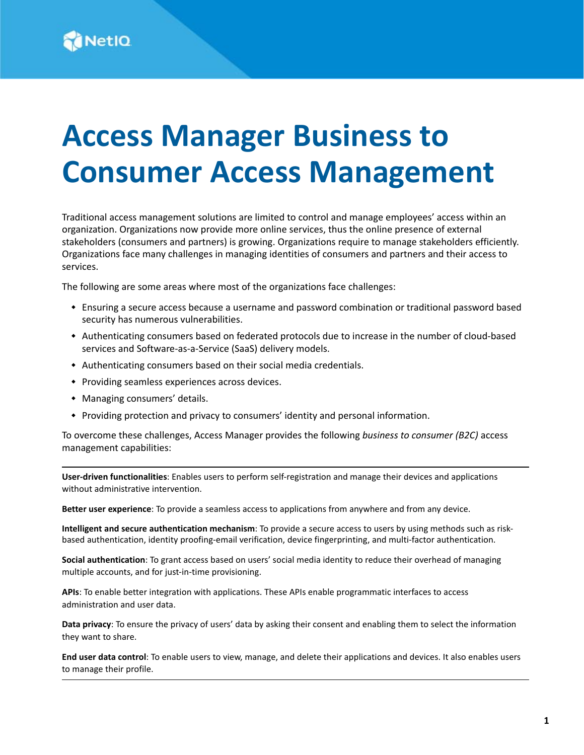# Access Manager Business to Consumer Access Management

Traditional access management solutions are limited to control and manage employees' access within an organization. Organizations now provide more online services, thus the online presence of external stakeholders (consumers and partners) is growing. Organizations require to manage stakeholders efficiently. Organizations face many challenges in managing identities of consumers and partners and their access to services.

The following are some areas where most of the organizations face challenges:

- Ensuring a secure access because a username and password combination or traditional password based security has numerous vulnerabilities.
- Authenticating consumers based on federated protocols due to increase in the number of cloud-based services and Software-as-a-Service (SaaS) delivery models.
- Authenticating consumers based on their social media credentials.
- Providing seamless experiences across devices.
- Managing consumers' details.
- Providing protection and privacy to consumers' identity and personal information.

To overcome these challenges, Access Manager provides the following *business to consumer (B2C)* access management capabilities:

---

**User-driven functionalities**: Enables users to perform self-registration and manage their devices and applications without administrative intervention.

**Better user experience**: To provide a seamless access to applications from anywhere and from any device.

**Intelligent and secure authentication mechanism**: To provide a secure access to users by using methods such as risk-based authentication, identity proofing-email verification, device fingerprinting, and multi-factor authentication.

**Social authentication**: To grant access based on users' social media identity to reduce their overhead of managing multiple accounts, and for just-in-time provisioning.

**APIs**: To enable better integration with applications. These APIs enable programmatic interfaces to access administration and user data.

**Data privacy**: To ensure the privacy of users' data by asking their consent and enabling them to select the information they want to share.

**End user data control**: To enable users to view, manage, and delete their applications and devices. It also enables users to manage their profile.

---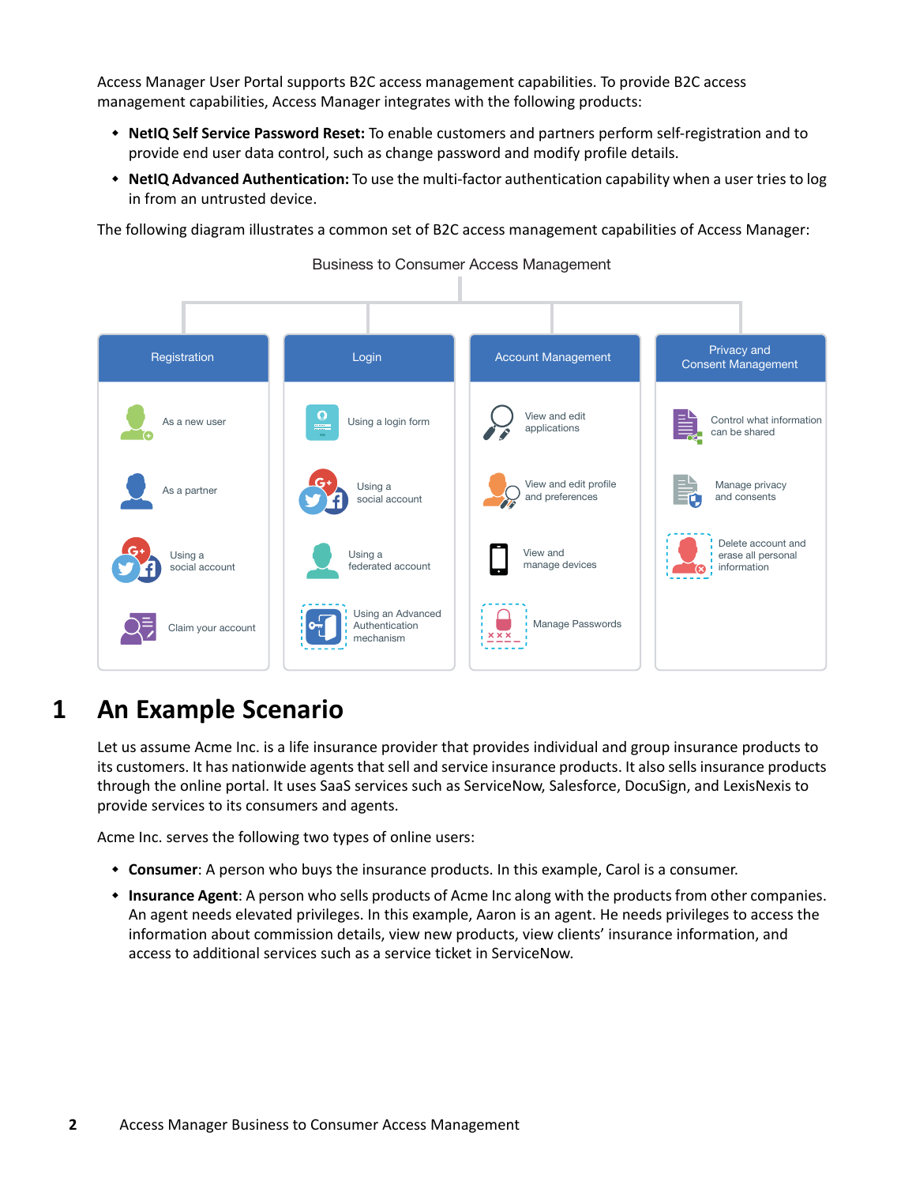Access Manager User Portal supports B2C access management capabilities. To provide B2C access management capabilities, Access Manager integrates with the following products:

- **NetIQ Self Service Password Reset:** To enable customers and partners perform self-registration and to provide end user data control, such as change password and modify profile details.
- **NetIQ Advanced Authentication:** To use the multi-factor authentication capability when a user tries to log in from an untrusted device.

The following diagram illustrates a common set of B2C access management capabilities of Access Manager:

Business to Consumer Access Management

| Registration | Login | Account Management | Privacy and Consent Management |
|---|---|---|---|
| As a new user | Using a login form | View and edit applications | Control what information can be shared |
| As a partner | Using a social account | View and edit profile and preferences | Manage privacy and consents |
| Using a social account | Using a federated account | View and manage devices | Delete account and erase all personal information |
| Claim your account | Using an Advanced Authentication mechanism | Manage Passwords | |

# 1 An Example Scenario

Let us assume Acme Inc. is a life insurance provider that provides individual and group insurance products to its customers. It has nationwide agents that sell and service insurance products. It also sells insurance products through the online portal. It uses SaaS services such as ServiceNow, Salesforce, DocuSign, and LexisNexis to provide services to its consumers and agents.

Acme Inc. serves the following two types of online users:

- **Consumer**: A person who buys the insurance products. In this example, Carol is a consumer.
- **Insurance Agent**: A person who sells products of Acme Inc along with the products from other companies. An agent needs elevated privileges. In this example, Aaron is an agent. He needs privileges to access the information about commission details, view new products, view clients' insurance information, and access to additional services such as a service ticket in ServiceNow.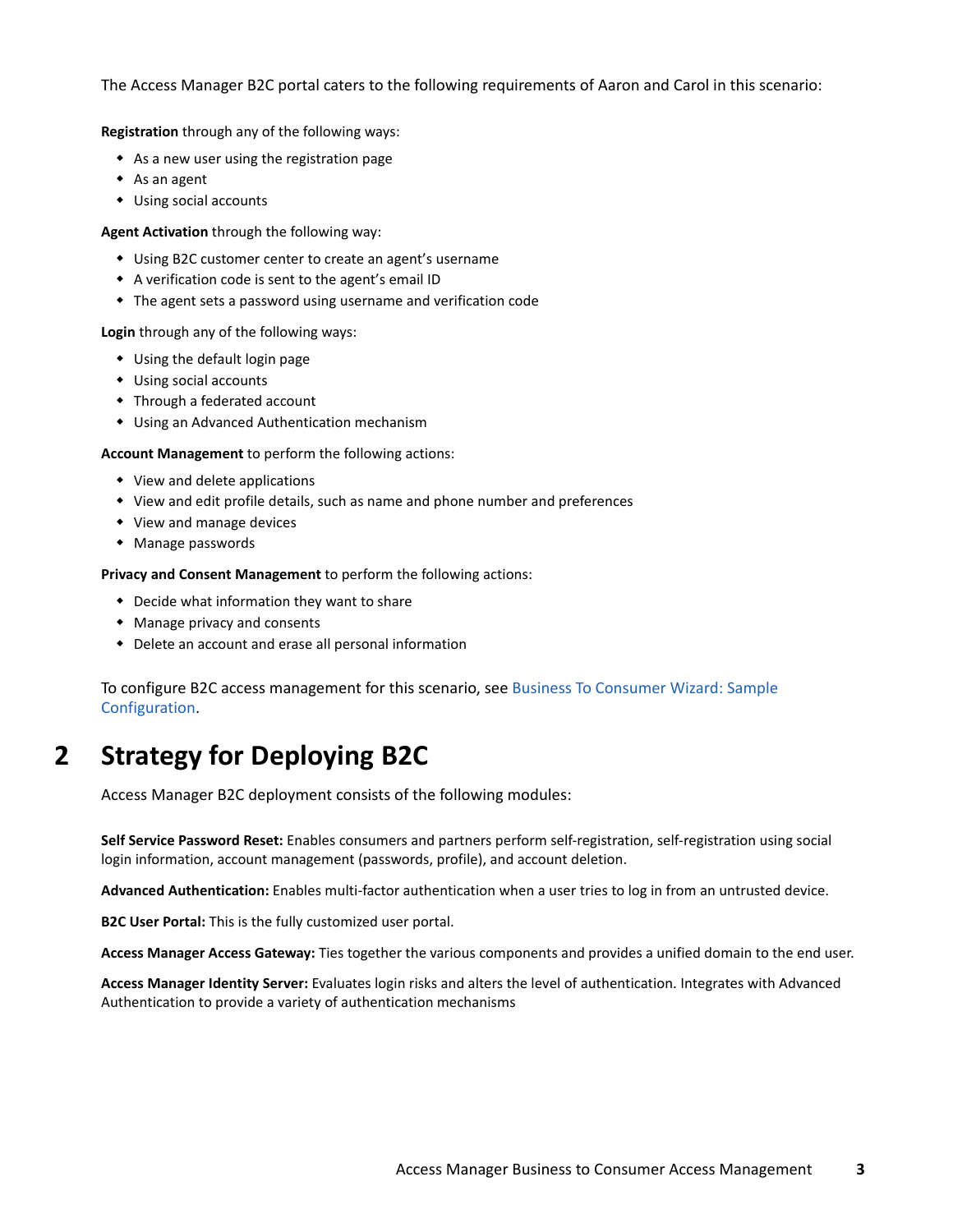The Access Manager B2C portal caters to the following requirements of Aaron and Carol in this scenario:

**Registration** through any of the following ways:

- As a new user using the registration page
- As an agent
- Using social accounts

**Agent Activation** through the following way:

- Using B2C customer center to create an agent's username
- A verification code is sent to the agent's email ID
- The agent sets a password using username and verification code

**Login** through any of the following ways:

- Using the default login page
- Using social accounts
- Through a federated account
- Using an Advanced Authentication mechanism

**Account Management** to perform the following actions:

- View and delete applications
- View and edit profile details, such as name and phone number and preferences
- View and manage devices
- Manage passwords

**Privacy and Consent Management** to perform the following actions:

- Decide what information they want to share
- Manage privacy and consents
- Delete an account and erase all personal information

To configure B2C access management for this scenario, see Business To Consumer Wizard: Sample Configuration.

# 2 Strategy for Deploying B2C

Access Manager B2C deployment consists of the following modules:

**Self Service Password Reset:** Enables consumers and partners perform self-registration, self-registration using social login information, account management (passwords, profile), and account deletion.

**Advanced Authentication:** Enables multi-factor authentication when a user tries to log in from an untrusted device.

**B2C User Portal:** This is the fully customized user portal.

**Access Manager Access Gateway:** Ties together the various components and provides a unified domain to the end user.

**Access Manager Identity Server:** Evaluates login risks and alters the level of authentication. Integrates with Advanced Authentication to provide a variety of authentication mechanisms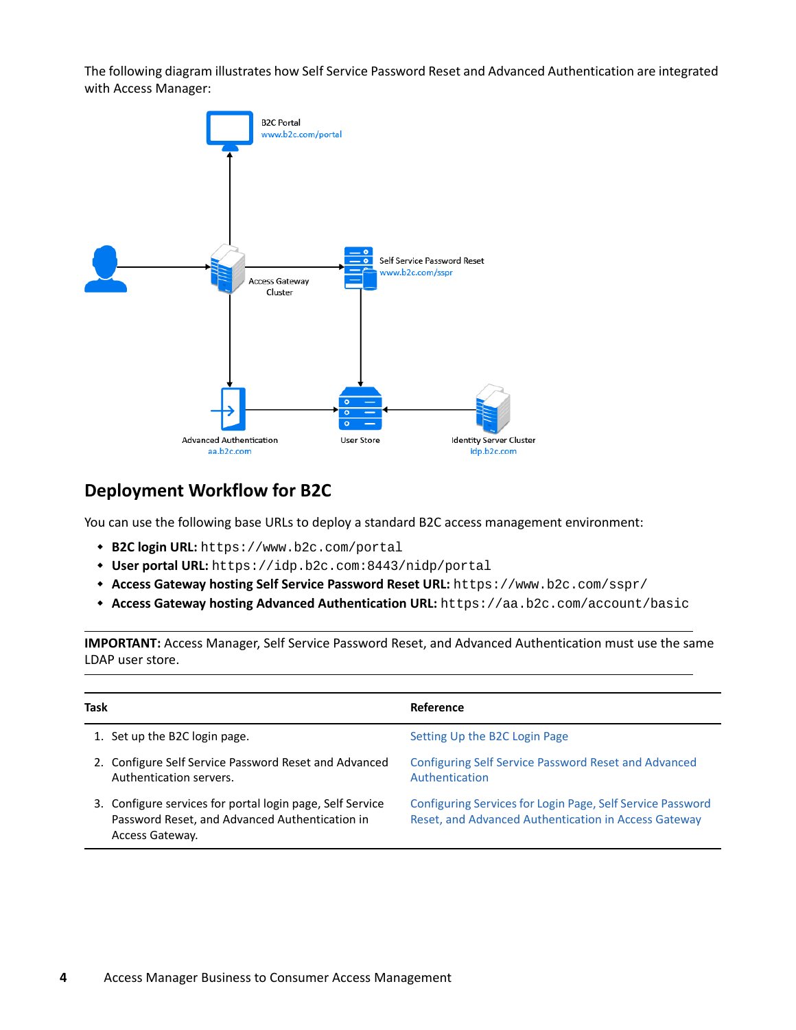The following diagram illustrates how Self Service Password Reset and Advanced Authentication are integrated with Access Manager:

B2C Portal
www.b2c.com/portal

Access Gateway Cluster

Self Service Password Reset
www.b2c.com/sspr

Advanced Authentication
aa.b2c.com

User Store

Identity Server Cluster
idp.b2c.com

## Deployment Workflow for B2C

You can use the following base URLs to deploy a standard B2C access management environment:

- **B2C login URL:** `https://www.b2c.com/portal`
- **User portal URL:** `https://idp.b2c.com:8443/nidp/portal`
- **Access Gateway hosting Self Service Password Reset URL:** `https://www.b2c.com/sspr/`
- **Access Gateway hosting Advanced Authentication URL:** `https://aa.b2c.com/account/basic`

**IMPORTANT:** Access Manager, Self Service Password Reset, and Advanced Authentication must use the same LDAP user store.

| Task | Reference |
|---|---|
| 1. Set up the B2C login page. | Setting Up the B2C Login Page |
| 2. Configure Self Service Password Reset and Advanced Authentication servers. | Configuring Self Service Password Reset and Advanced Authentication |
| 3. Configure services for portal login page, Self Service Password Reset, and Advanced Authentication in Access Gateway. | Configuring Services for Login Page, Self Service Password Reset, and Advanced Authentication in Access Gateway |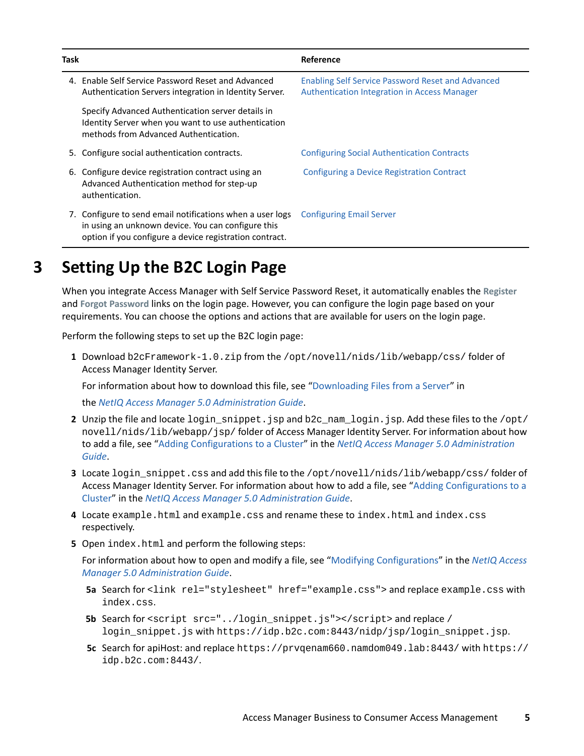| Task | Reference |
|---|---|
| 4. Enable Self Service Password Reset and Advanced Authentication Servers integration in Identity Server.<br><br>Specify Advanced Authentication server details in Identity Server when you want to use authentication methods from Advanced Authentication. | Enabling Self Service Password Reset and Advanced Authentication Integration in Access Manager |
| 5. Configure social authentication contracts. | Configuring Social Authentication Contracts |
| 6. Configure device registration contract using an Advanced Authentication method for step-up authentication. | Configuring a Device Registration Contract |
| 7. Configure to send email notifications when a user logs in using an unknown device. You can configure this option if you configure a device registration contract. | Configuring Email Server |

# 3 Setting Up the B2C Login Page

When you integrate Access Manager with Self Service Password Reset, it automatically enables the **Register** and **Forgot Password** links on the login page. However, you can configure the login page based on your requirements. You can choose the options and actions that are available for users on the login page.

Perform the following steps to set up the B2C login page:

**1** Download `b2cFramework-1.0.zip` from the `/opt/novell/nids/lib/webapp/css/` folder of Access Manager Identity Server.

For information about how to download this file, see "Downloading Files from a Server" in

the *NetIQ Access Manager 5.0 Administration Guide*.

**2** Unzip the file and locate `login_snippet.jsp` and `b2c_nam_login.jsp`. Add these files to the `/opt/novell/nids/lib/webapp/jsp/` folder of Access Manager Identity Server. For information about how to add a file, see "Adding Configurations to a Cluster" in the *NetIQ Access Manager 5.0 Administration Guide*.

**3** Locate `login_snippet.css` and add this file to the `/opt/novell/nids/lib/webapp/css/` folder of Access Manager Identity Server. For information about how to add a file, see "Adding Configurations to a Cluster" in the *NetIQ Access Manager 5.0 Administration Guide*.

**4** Locate `example.html` and `example.css` and rename these to `index.html` and `index.css` respectively.

**5** Open `index.html` and perform the following steps:

For information about how to open and modify a file, see "Modifying Configurations" in the *NetIQ Access Manager 5.0 Administration Guide*.

**5a** Search for `<link rel="stylesheet" href="example.css">` and replace `example.css` with `index.css`.

**5b** Search for `<script src="../login_snippet.js"></script>` and replace `/login_snippet.js` with `https://idp.b2c.com:8443/nidp/jsp/login_snippet.jsp`.

**5c** Search for apiHost: and replace `https://prvqenam660.namdom049.lab:8443/` with `https://idp.b2c.com:8443/`.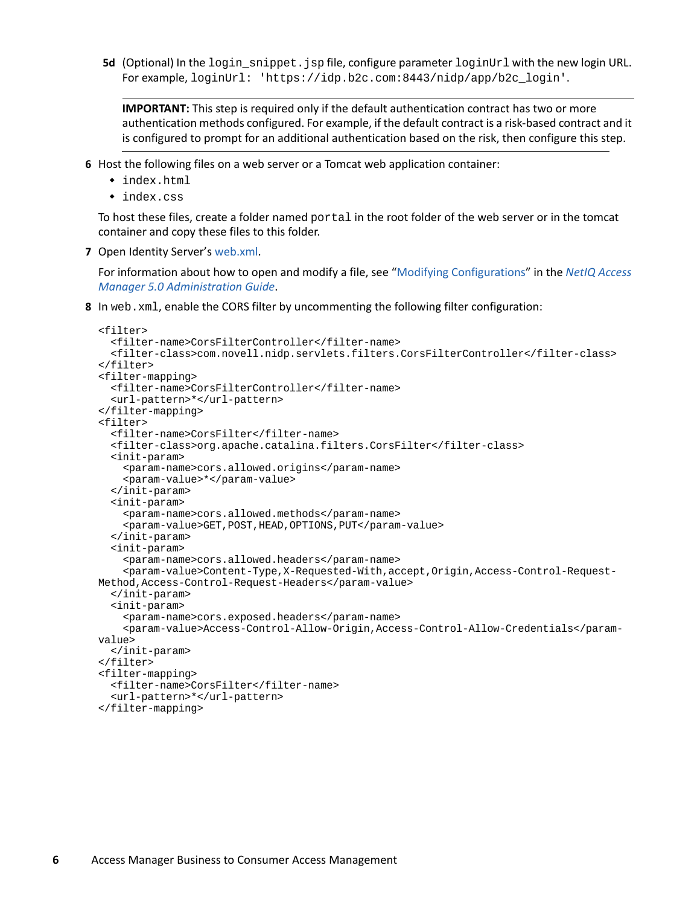**5d** (Optional) In the `login_snippet.jsp` file, configure parameter `loginUrl` with the new login URL. For example, `loginUrl: 'https://idp.b2c.com:8443/nidp/app/b2c_login'`.

> **IMPORTANT:** This step is required only if the default authentication contract has two or more authentication methods configured. For example, if the default contract is a risk-based contract and it is configured to prompt for an additional authentication based on the risk, then configure this step.

**6** Host the following files on a web server or a Tomcat web application container:

- `index.html`
- `index.css`

To host these files, create a folder named `portal` in the root folder of the web server or in the tomcat container and copy these files to this folder.

**7** Open Identity Server's web.xml.

For information about how to open and modify a file, see "Modifying Configurations" in the *NetIQ Access Manager 5.0 Administration Guide*.

**8** In `web.xml`, enable the CORS filter by uncommenting the following filter configuration:

```
<filter>
  <filter-name>CorsFilterController</filter-name>
  <filter-class>com.novell.nidp.servlets.filters.CorsFilterController</filter-class>
</filter>
<filter-mapping>
  <filter-name>CorsFilterController</filter-name>
  <url-pattern>*</url-pattern>
</filter-mapping>
<filter>
  <filter-name>CorsFilter</filter-name>
  <filter-class>org.apache.catalina.filters.CorsFilter</filter-class>
  <init-param>
    <param-name>cors.allowed.origins</param-name>
    <param-value>*</param-value>
  </init-param>
  <init-param>
    <param-name>cors.allowed.methods</param-name>
    <param-value>GET,POST,HEAD,OPTIONS,PUT</param-value>
  </init-param>
  <init-param>
    <param-name>cors.allowed.headers</param-name>
    <param-value>Content-Type,X-Requested-With,accept,Origin,Access-Control-Request-
Method,Access-Control-Request-Headers</param-value>
  </init-param>
  <init-param>
    <param-name>cors.exposed.headers</param-name>
    <param-value>Access-Control-Allow-Origin,Access-Control-Allow-Credentials</param-
value>
  </init-param>
</filter>
<filter-mapping>
  <filter-name>CorsFilter</filter-name>
  <url-pattern>*</url-pattern>
</filter-mapping>
```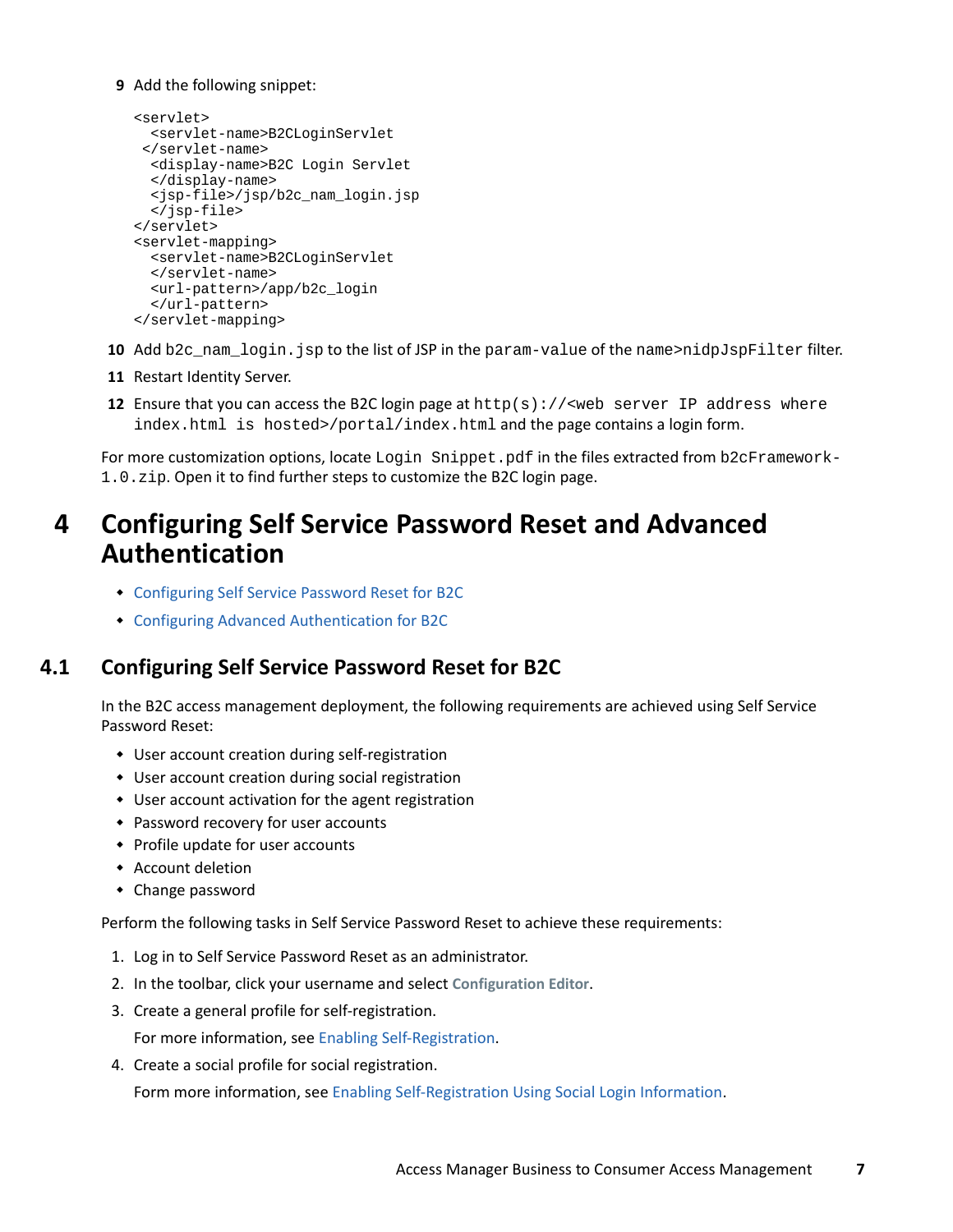9. Add the following snippet:

```
<servlet>
  <servlet-name>B2CLoginServlet
 </servlet-name>
  <display-name>B2C Login Servlet
  </display-name>
  <jsp-file>/jsp/b2c_nam_login.jsp
  </jsp-file>
</servlet>
<servlet-mapping>
  <servlet-name>B2CLoginServlet
  </servlet-name>
  <url-pattern>/app/b2c_login
  </url-pattern>
</servlet-mapping>
```

10. Add `b2c_nam_login.jsp` to the list of JSP in the `param-value` of the `name>nidpJspFilter` filter.
11. Restart Identity Server.
12. Ensure that you can access the B2C login page at `http(s)://<web server IP address where index.html is hosted>/portal/index.html` and the page contains a login form.

For more customization options, locate `Login Snippet.pdf` in the files extracted from `b2cFramework-1.0.zip`. Open it to find further steps to customize the B2C login page.

# 4 Configuring Self Service Password Reset and Advanced Authentication

- Configuring Self Service Password Reset for B2C
- Configuring Advanced Authentication for B2C

## 4.1 Configuring Self Service Password Reset for B2C

In the B2C access management deployment, the following requirements are achieved using Self Service Password Reset:

- User account creation during self-registration
- User account creation during social registration
- User account activation for the agent registration
- Password recovery for user accounts
- Profile update for user accounts
- Account deletion
- Change password

Perform the following tasks in Self Service Password Reset to achieve these requirements:

1. Log in to Self Service Password Reset as an administrator.
2. In the toolbar, click your username and select **Configuration Editor**.
3. Create a general profile for self-registration.

   For more information, see Enabling Self-Registration.
4. Create a social profile for social registration.

   Form more information, see Enabling Self-Registration Using Social Login Information.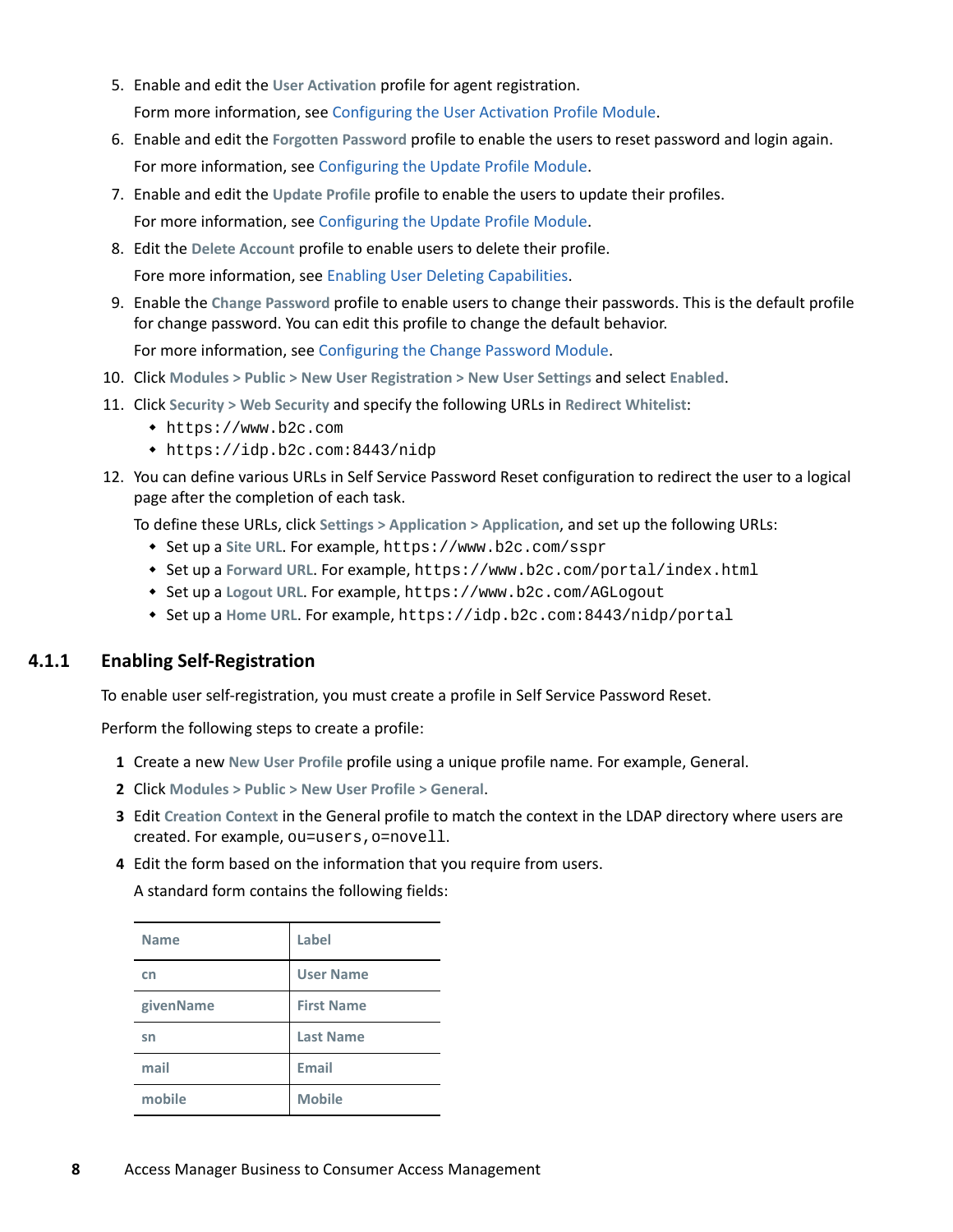5. Enable and edit the **User Activation** profile for agent registration.

   Form more information, see Configuring the User Activation Profile Module.

6. Enable and edit the **Forgotten Password** profile to enable the users to reset password and login again.

   For more information, see Configuring the Update Profile Module.

7. Enable and edit the **Update Profile** profile to enable the users to update their profiles.

   For more information, see Configuring the Update Profile Module.

8. Edit the **Delete Account** profile to enable users to delete their profile.

   Fore more information, see Enabling User Deleting Capabilities.

9. Enable the **Change Password** profile to enable users to change their passwords. This is the default profile for change password. You can edit this profile to change the default behavior.

   For more information, see Configuring the Change Password Module.

10. Click **Modules > Public > New User Registration > New User Settings** and select **Enabled**.

11. Click **Security > Web Security** and specify the following URLs in **Redirect Whitelist**:
    - `https://www.b2c.com`
    - `https://idp.b2c.com:8443/nidp`

12. You can define various URLs in Self Service Password Reset configuration to redirect the user to a logical page after the completion of each task.

    To define these URLs, click **Settings > Application > Application**, and set up the following URLs:
    - Set up a **Site URL**. For example, `https://www.b2c.com/sspr`
    - Set up a **Forward URL**. For example, `https://www.b2c.com/portal/index.html`
    - Set up a **Logout URL**. For example, `https://www.b2c.com/AGLogout`
    - Set up a **Home URL**. For example, `https://idp.b2c.com:8443/nidp/portal`

### 4.1.1 Enabling Self-Registration

To enable user self-registration, you must create a profile in Self Service Password Reset.

Perform the following steps to create a profile:

1. Create a new **New User Profile** profile using a unique profile name. For example, General.
2. Click **Modules > Public > New User Profile > General**.
3. Edit **Creation Context** in the General profile to match the context in the LDAP directory where users are created. For example, `ou=users,o=novell`.
4. Edit the form based on the information that you require from users.

   A standard form contains the following fields:

| Name | Label |
|---|---|
| cn | User Name |
| givenName | First Name |
| sn | Last Name |
| mail | Email |
| mobile | Mobile |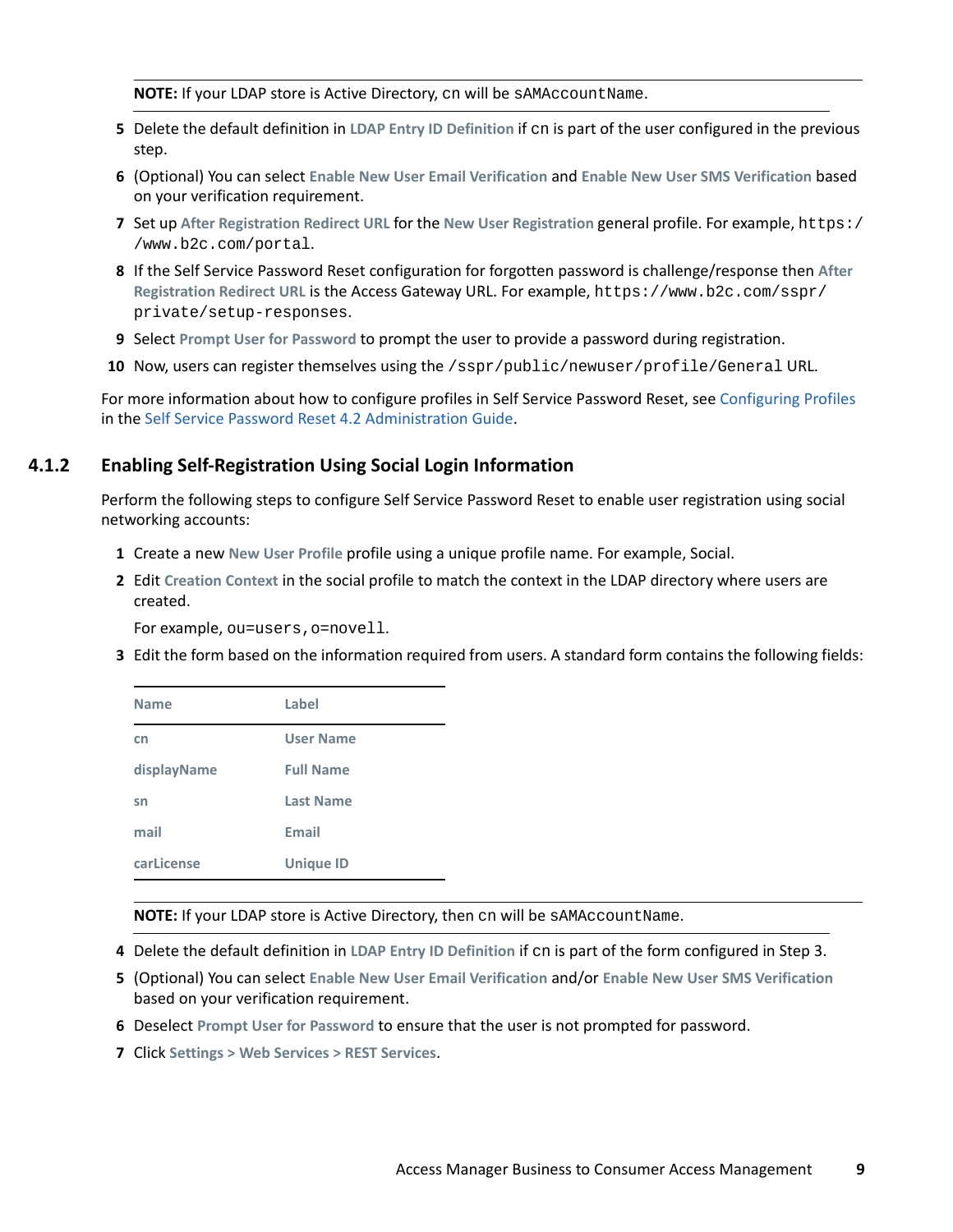**NOTE:** If your LDAP store is Active Directory, cn will be sAMAccountName.

5. Delete the default definition in **LDAP Entry ID Definition** if cn is part of the user configured in the previous step.
6. (Optional) You can select **Enable New User Email Verification** and **Enable New User SMS Verification** based on your verification requirement.
7. Set up **After Registration Redirect URL** for the **New User Registration** general profile. For example, `https://www.b2c.com/portal`.
8. If the Self Service Password Reset configuration for forgotten password is challenge/response then **After Registration Redirect URL** is the Access Gateway URL. For example, `https://www.b2c.com/sspr/private/setup-responses`.
9. Select **Prompt User for Password** to prompt the user to provide a password during registration.
10. Now, users can register themselves using the `/sspr/public/newuser/profile/General` URL.

For more information about how to configure profiles in Self Service Password Reset, see Configuring Profiles in the Self Service Password Reset 4.2 Administration Guide.

### 4.1.2 Enabling Self-Registration Using Social Login Information

Perform the following steps to configure Self Service Password Reset to enable user registration using social networking accounts:

1. Create a new **New User Profile** profile using a unique profile name. For example, Social.
2. Edit **Creation Context** in the social profile to match the context in the LDAP directory where users are created.

   For example, `ou=users,o=novell`.
3. Edit the form based on the information required from users. A standard form contains the following fields:

| Name | Label |
|---|---|
| cn | User Name |
| displayName | Full Name |
| sn | Last Name |
| mail | Email |
| carLicense | Unique ID |

**NOTE:** If your LDAP store is Active Directory, then cn will be sAMAccountName.

4. Delete the default definition in **LDAP Entry ID Definition** if cn is part of the form configured in Step 3.
5. (Optional) You can select **Enable New User Email Verification** and/or **Enable New User SMS Verification** based on your verification requirement.
6. Deselect **Prompt User for Password** to ensure that the user is not prompted for password.
7. Click **Settings > Web Services > REST Services**.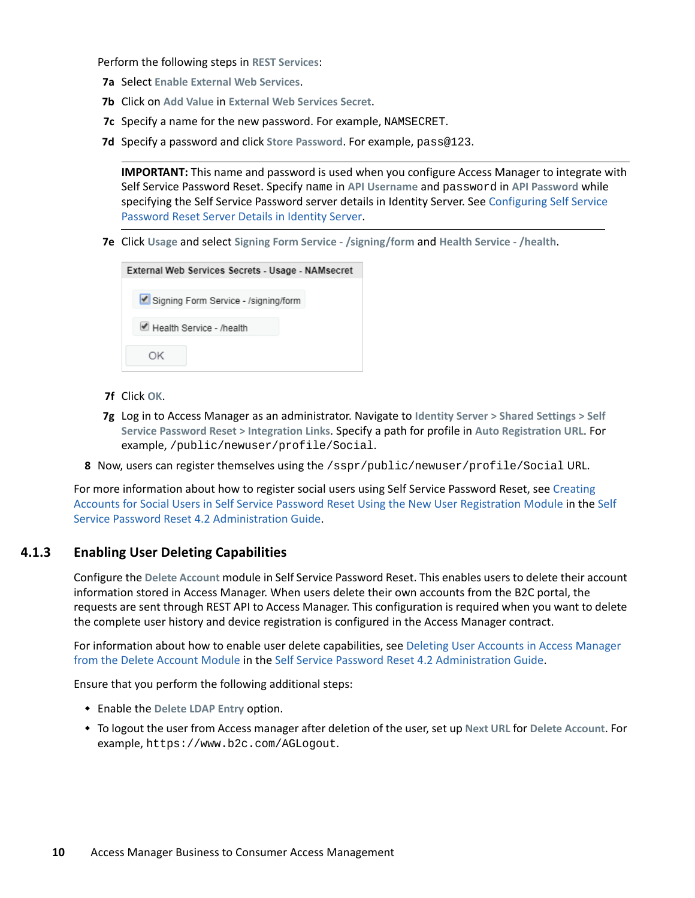Perform the following steps in **REST Services**:

**7a** Select **Enable External Web Services**.

**7b** Click on **Add Value** in **External Web Services Secret**.

**7c** Specify a name for the new password. For example, `NAMSECRET`.

**7d** Specify a password and click **Store Password**. For example, `pass@123`.

**IMPORTANT:** This name and password is used when you configure Access Manager to integrate with Self Service Password Reset. Specify `name` in **API Username** and `password` in **API Password** while specifying the Self Service Password server details in Identity Server. See Configuring Self Service Password Reset Server Details in Identity Server.

**7e** Click **Usage** and select **Signing Form Service - /signing/form** and **Health Service - /health**.

External Web Services Secrets - Usage - NAMsecret

- [x] Signing Form Service - /signing/form
- [x] Health Service - /health

OK

**7f** Click **OK**.

**7g** Log in to Access Manager as an administrator. Navigate to **Identity Server > Shared Settings > Self Service Password Reset > Integration Links**. Specify a path for profile in **Auto Registration URL**. For example, `/public/newuser/profile/Social`.

**8** Now, users can register themselves using the `/sspr/public/newuser/profile/Social` URL.

For more information about how to register social users using Self Service Password Reset, see Creating Accounts for Social Users in Self Service Password Reset Using the New User Registration Module in the Self Service Password Reset 4.2 Administration Guide.

## 4.1.3 Enabling User Deleting Capabilities

Configure the **Delete Account** module in Self Service Password Reset. This enables users to delete their account information stored in Access Manager. When users delete their own accounts from the B2C portal, the requests are sent through REST API to Access Manager. This configuration is required when you want to delete the complete user history and device registration is configured in the Access Manager contract.

For information about how to enable user delete capabilities, see Deleting User Accounts in Access Manager from the Delete Account Module in the Self Service Password Reset 4.2 Administration Guide.

Ensure that you perform the following additional steps:

- Enable the **Delete LDAP Entry** option.
- To logout the user from Access manager after deletion of the user, set up **Next URL** for **Delete Account**. For example, `https://www.b2c.com/AGLogout`.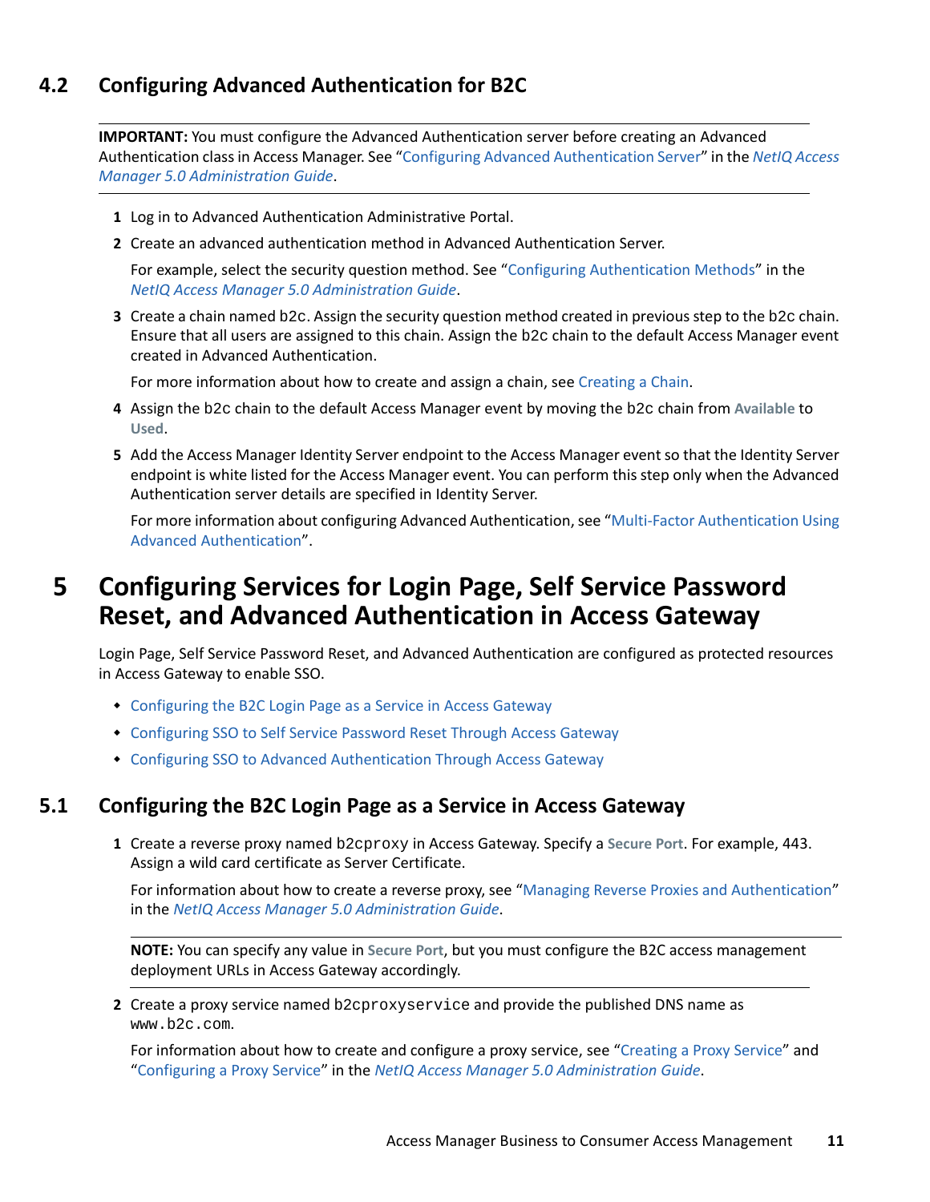## 4.2 Configuring Advanced Authentication for B2C

**IMPORTANT:** You must configure the Advanced Authentication server before creating an Advanced Authentication class in Access Manager. See "Configuring Advanced Authentication Server" in the *NetIQ Access Manager 5.0 Administration Guide*.

1. Log in to Advanced Authentication Administrative Portal.
2. Create an advanced authentication method in Advanced Authentication Server.

   For example, select the security question method. See "Configuring Authentication Methods" in the *NetIQ Access Manager 5.0 Administration Guide*.
3. Create a chain named `b2c`. Assign the security question method created in previous step to the `b2c` chain. Ensure that all users are assigned to this chain. Assign the `b2c` chain to the default Access Manager event created in Advanced Authentication.

   For more information about how to create and assign a chain, see Creating a Chain.
4. Assign the `b2c` chain to the default Access Manager event by moving the `b2c` chain from **Available** to **Used**.
5. Add the Access Manager Identity Server endpoint to the Access Manager event so that the Identity Server endpoint is white listed for the Access Manager event. You can perform this step only when the Advanced Authentication server details are specified in Identity Server.

   For more information about configuring Advanced Authentication, see "Multi-Factor Authentication Using Advanced Authentication".

# 5 Configuring Services for Login Page, Self Service Password Reset, and Advanced Authentication in Access Gateway

Login Page, Self Service Password Reset, and Advanced Authentication are configured as protected resources in Access Gateway to enable SSO.

- Configuring the B2C Login Page as a Service in Access Gateway
- Configuring SSO to Self Service Password Reset Through Access Gateway
- Configuring SSO to Advanced Authentication Through Access Gateway

## 5.1 Configuring the B2C Login Page as a Service in Access Gateway

1. Create a reverse proxy named `b2cproxy` in Access Gateway. Specify a **Secure Port**. For example, 443. Assign a wild card certificate as Server Certificate.

   For information about how to create a reverse proxy, see "Managing Reverse Proxies and Authentication" in the *NetIQ Access Manager 5.0 Administration Guide*.

   **NOTE:** You can specify any value in **Secure Port**, but you must configure the B2C access management deployment URLs in Access Gateway accordingly.
2. Create a proxy service named `b2cproxyservice` and provide the published DNS name as `www.b2c.com`.

   For information about how to create and configure a proxy service, see "Creating a Proxy Service" and "Configuring a Proxy Service" in the *NetIQ Access Manager 5.0 Administration Guide*.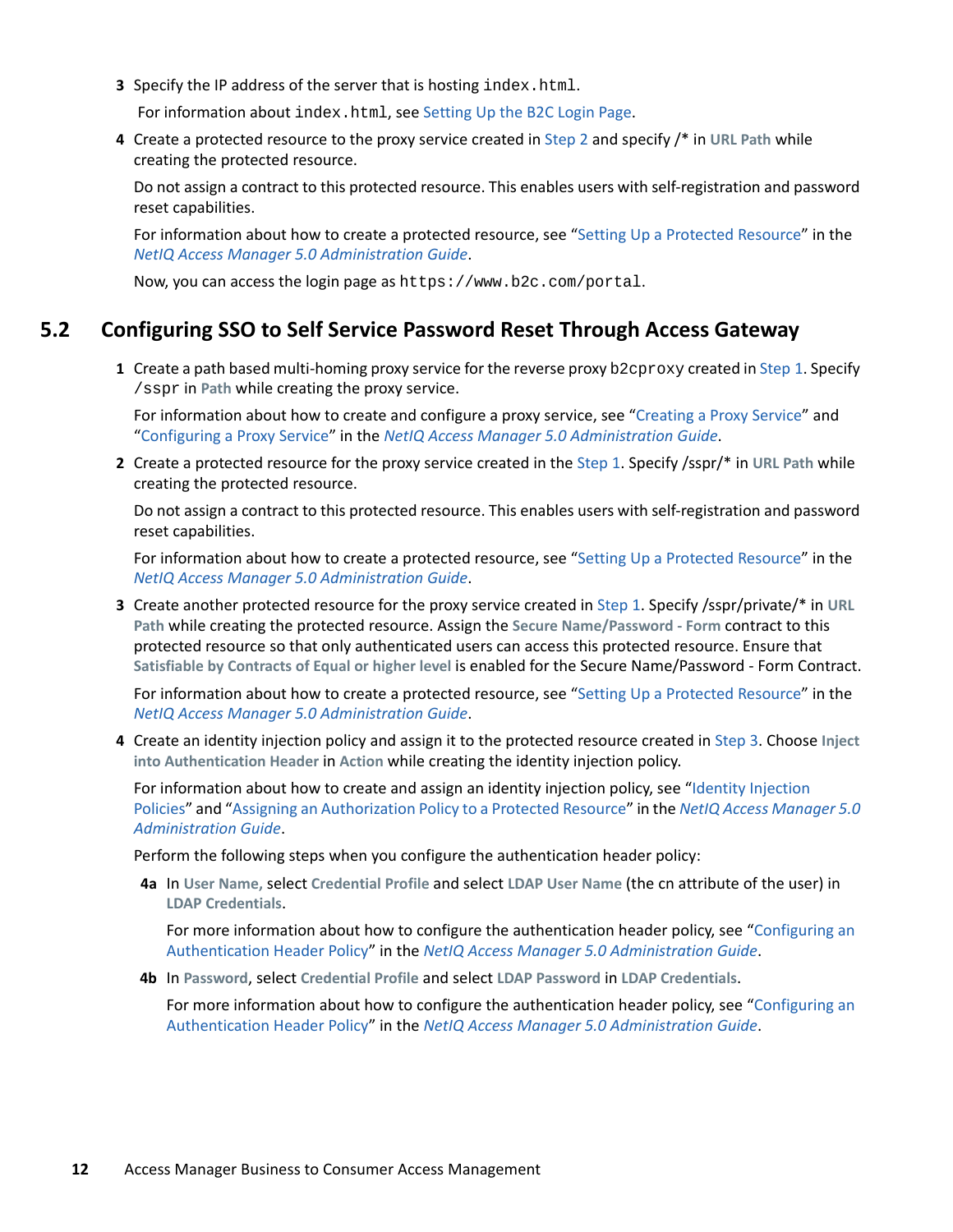3. Specify the IP address of the server that is hosting `index.html`.

   For information about `index.html`, see Setting Up the B2C Login Page.

4. Create a protected resource to the proxy service created in Step 2 and specify /* in **URL Path** while creating the protected resource.

   Do not assign a contract to this protected resource. This enables users with self-registration and password reset capabilities.

   For information about how to create a protected resource, see "Setting Up a Protected Resource" in the *NetIQ Access Manager 5.0 Administration Guide*.

   Now, you can access the login page as `https://www.b2c.com/portal`.

## 5.2 Configuring SSO to Self Service Password Reset Through Access Gateway

1. Create a path based multi-homing proxy service for the reverse proxy `b2cproxy` created in Step 1. Specify `/sspr` in **Path** while creating the proxy service.

   For information about how to create and configure a proxy service, see "Creating a Proxy Service" and "Configuring a Proxy Service" in the *NetIQ Access Manager 5.0 Administration Guide*.

2. Create a protected resource for the proxy service created in the Step 1. Specify /sspr/* in **URL Path** while creating the protected resource.

   Do not assign a contract to this protected resource. This enables users with self-registration and password reset capabilities.

   For information about how to create a protected resource, see "Setting Up a Protected Resource" in the *NetIQ Access Manager 5.0 Administration Guide*.

3. Create another protected resource for the proxy service created in Step 1. Specify /sspr/private/* in **URL Path** while creating the protected resource. Assign the **Secure Name/Password - Form** contract to this protected resource so that only authenticated users can access this protected resource. Ensure that **Satisfiable by Contracts of Equal or higher level** is enabled for the Secure Name/Password - Form Contract.

   For information about how to create a protected resource, see "Setting Up a Protected Resource" in the *NetIQ Access Manager 5.0 Administration Guide*.

4. Create an identity injection policy and assign it to the protected resource created in Step 3. Choose **Inject into Authentication Header** in **Action** while creating the identity injection policy.

   For information about how to create and assign an identity injection policy, see "Identity Injection Policies" and "Assigning an Authorization Policy to a Protected Resource" in the *NetIQ Access Manager 5.0 Administration Guide*.

   Perform the following steps when you configure the authentication header policy:

   **4a** In **User Name,** select **Credential Profile** and select **LDAP User Name** (the cn attribute of the user) in **LDAP Credentials**.

   For more information about how to configure the authentication header policy, see "Configuring an Authentication Header Policy" in the *NetIQ Access Manager 5.0 Administration Guide*.

   **4b** In **Password**, select **Credential Profile** and select **LDAP Password** in **LDAP Credentials**.

   For more information about how to configure the authentication header policy, see "Configuring an Authentication Header Policy" in the *NetIQ Access Manager 5.0 Administration Guide*.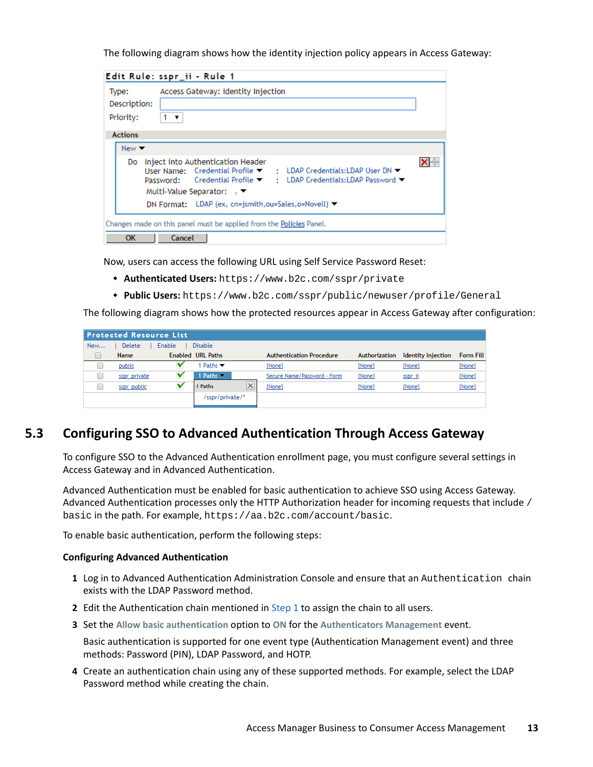The following diagram shows how the identity injection policy appears in Access Gateway:

**Edit Rule: sspr_ii - Rule 1**

Type: Access Gateway: Identity Injection

Description:

Priority: 1

**Actions**

New

Do Inject into Authentication Header
User Name: Credential Profile : LDAP Credentials:LDAP User DN
Password: Credential Profile : LDAP Credentials:LDAP Password
Multi-Value Separator: ,
DN Format: LDAP (ex, cn=jsmith,ou=Sales,o=Novell)

Changes made on this panel must be applied from the Policies Panel.

OK | Cancel

Now, users can access the following URL using Self Service Password Reset:

- **Authenticated Users:** `https://www.b2c.com/sspr/private`
- **Public Users:** `https://www.b2c.com/sspr/public/newuser/profile/General`

The following diagram shows how the protected resources appear in Access Gateway after configuration:

**Protected Resource List**

New... | Delete | Enable | Disable

| | Name | Enabled | URL Paths | Authentication Procedure | Authorization | Identity Injection | Form Fill |
|---|---|---|---|---|---|---|---|
| | public | ✔ | 1 Paths | [None] | [None] | [None] | [None] |
| | sspr_private | ✔ | 1 Paths | Secure Name/Password - Form | [None] | sspr_ii | [None] |
| | sspr_public | ✔ | 1 Paths /sspr/private/* | [None] | [None] | [None] | [None] |

## 5.3 Configuring SSO to Advanced Authentication Through Access Gateway

To configure SSO to the Advanced Authentication enrollment page, you must configure several settings in Access Gateway and in Advanced Authentication.

Advanced Authentication must be enabled for basic authentication to achieve SSO using Access Gateway. Advanced Authentication processes only the HTTP Authorization header for incoming requests that include / `basic` in the path. For example, `https://aa.b2c.com/account/basic`.

To enable basic authentication, perform the following steps:

### Configuring Advanced Authentication

1. Log in to Advanced Authentication Administration Console and ensure that an `Authentication` chain exists with the LDAP Password method.
2. Edit the Authentication chain mentioned in Step 1 to assign the chain to all users.
3. Set the **Allow basic authentication** option to **ON** for the **Authenticators Management** event.

   Basic authentication is supported for one event type (Authentication Management event) and three methods: Password (PIN), LDAP Password, and HOTP.
4. Create an authentication chain using any of these supported methods. For example, select the LDAP Password method while creating the chain.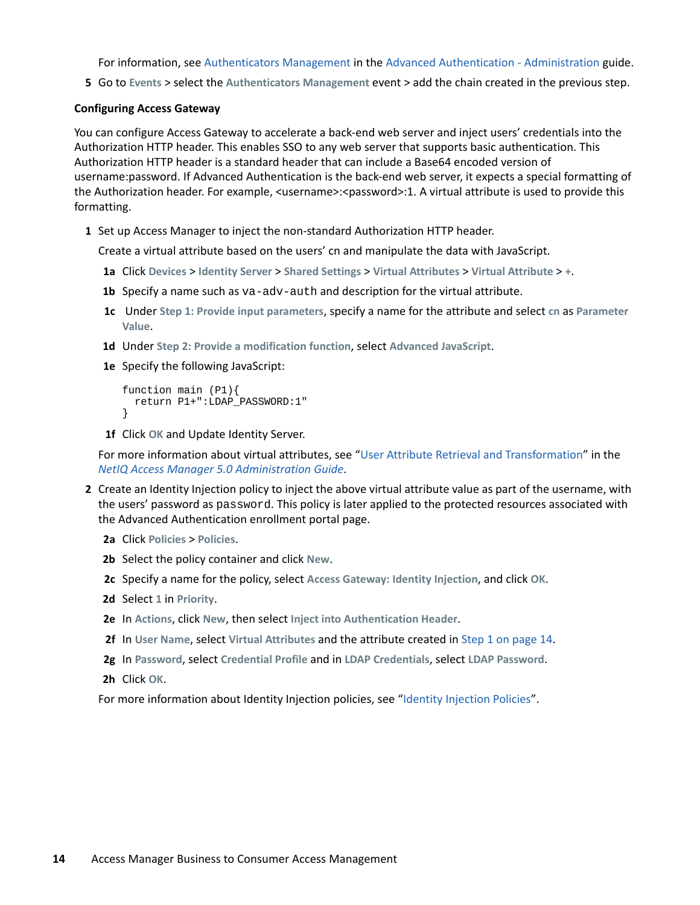For information, see Authenticators Management in the Advanced Authentication - Administration guide.

5 Go to **Events** > select the **Authenticators Management** event > add the chain created in the previous step.

### Configuring Access Gateway

You can configure Access Gateway to accelerate a back-end web server and inject users' credentials into the Authorization HTTP header. This enables SSO to any web server that supports basic authentication. This Authorization HTTP header is a standard header that can include a Base64 encoded version of username:password. If Advanced Authentication is the back-end web server, it expects a special formatting of the Authorization header. For example, <username>:<password>:1. A virtual attribute is used to provide this formatting.

1 Set up Access Manager to inject the non-standard Authorization HTTP header.

   Create a virtual attribute based on the users' cn and manipulate the data with JavaScript.

   1a Click **Devices** > **Identity Server** > **Shared Settings** > **Virtual Attributes** > **Virtual Attribute** > **+**.

   1b Specify a name such as `va-adv-auth` and description for the virtual attribute.

   1c Under **Step 1: Provide input parameters**, specify a name for the attribute and select **cn** as **Parameter Value**.

   1d Under **Step 2: Provide a modification function**, select **Advanced JavaScript**.

   1e Specify the following JavaScript:

   ```
   function main (P1){
     return P1+":LDAP_PASSWORD:1"
   }
   ```

   1f Click **OK** and Update Identity Server.

   For more information about virtual attributes, see "User Attribute Retrieval and Transformation" in the *NetIQ Access Manager 5.0 Administration Guide*.

2 Create an Identity Injection policy to inject the above virtual attribute value as part of the username, with the users' password as `password`. This policy is later applied to the protected resources associated with the Advanced Authentication enrollment portal page.

   2a Click **Policies** > **Policies**.

   2b Select the policy container and click **New**.

   2c Specify a name for the policy, select **Access Gateway: Identity Injection**, and click **OK**.

   2d Select **1** in **Priority**.

   2e In **Actions**, click **New**, then select **Inject into Authentication Header**.

   2f In **User Name**, select **Virtual Attributes** and the attribute created in Step 1 on page 14.

   2g In **Password**, select **Credential Profile** and in **LDAP Credentials**, select **LDAP Password**.

   2h Click **OK**.

   For more information about Identity Injection policies, see "Identity Injection Policies".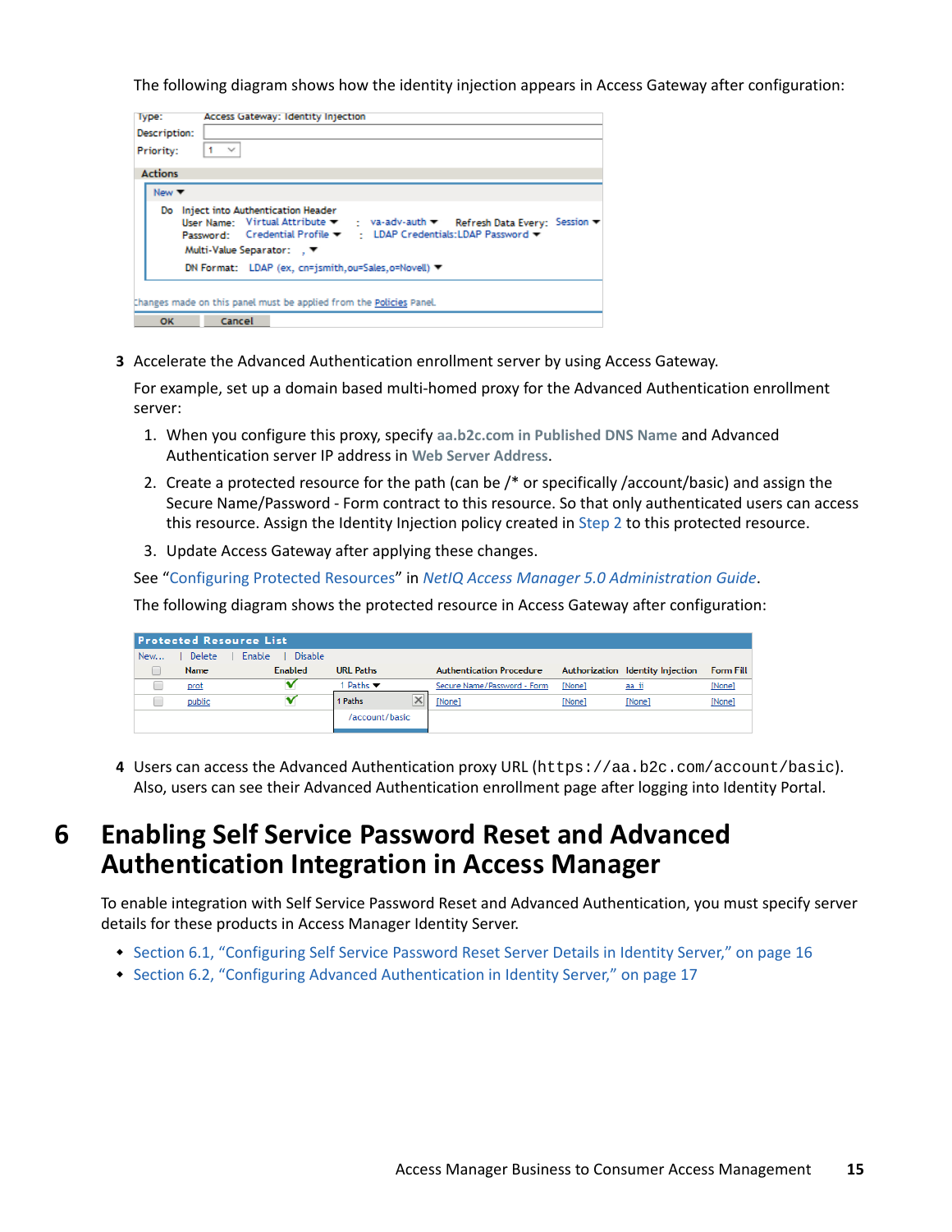The following diagram shows how the identity injection appears in Access Gateway after configuration:

3 Accelerate the Advanced Authentication enrollment server by using Access Gateway.

For example, set up a domain based multi-homed proxy for the Advanced Authentication enrollment server:

1. When you configure this proxy, specify **aa.b2c.com in Published DNS Name** and Advanced Authentication server IP address in **Web Server Address**.
2. Create a protected resource for the path (can be /* or specifically /account/basic) and assign the Secure Name/Password - Form contract to this resource. So that only authenticated users can access this resource. Assign the Identity Injection policy created in Step 2 to this protected resource.
3. Update Access Gateway after applying these changes.

See "Configuring Protected Resources" in *NetIQ Access Manager 5.0 Administration Guide*.

The following diagram shows the protected resource in Access Gateway after configuration:

4 Users can access the Advanced Authentication proxy URL (`https://aa.b2c.com/account/basic`). Also, users can see their Advanced Authentication enrollment page after logging into Identity Portal.

# 6 Enabling Self Service Password Reset and Advanced Authentication Integration in Access Manager

To enable integration with Self Service Password Reset and Advanced Authentication, you must specify server details for these products in Access Manager Identity Server.

- Section 6.1, "Configuring Self Service Password Reset Server Details in Identity Server," on page 16
- Section 6.2, "Configuring Advanced Authentication in Identity Server," on page 17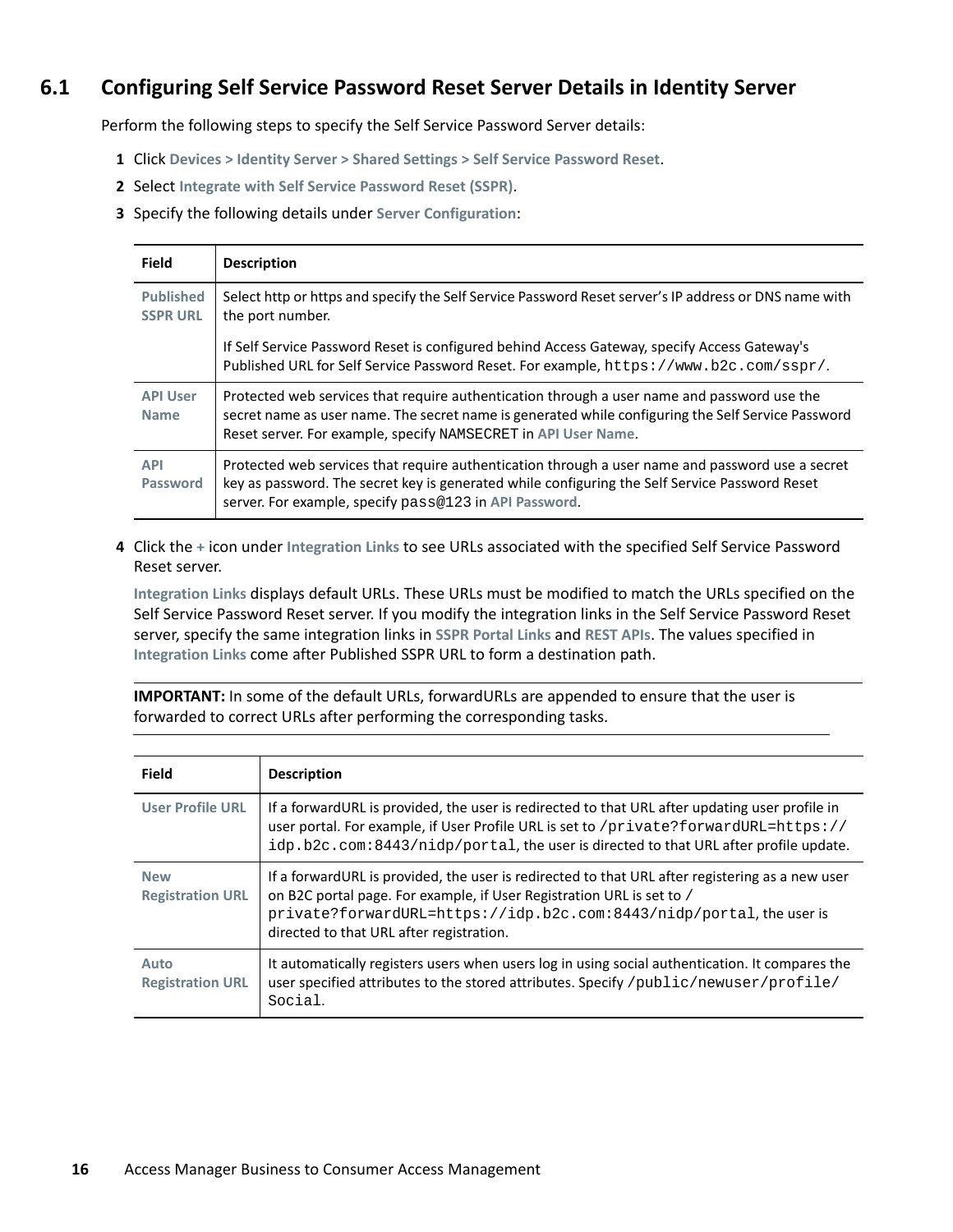## 6.1 Configuring Self Service Password Reset Server Details in Identity Server

Perform the following steps to specify the Self Service Password Server details:

1. Click **Devices > Identity Server > Shared Settings > Self Service Password Reset**.
2. Select **Integrate with Self Service Password Reset (SSPR)**.
3. Specify the following details under **Server Configuration**:

| Field | Description |
|---|---|
| **Published SSPR URL** | Select http or https and specify the Self Service Password Reset server's IP address or DNS name with the port number.<br><br>If Self Service Password Reset is configured behind Access Gateway, specify Access Gateway's Published URL for Self Service Password Reset. For example, `https://www.b2c.com/sspr/`. |
| **API User Name** | Protected web services that require authentication through a user name and password use the secret name as user name. The secret name is generated while configuring the Self Service Password Reset server. For example, specify NAMSECRET in **API User Name**. |
| **API Password** | Protected web services that require authentication through a user name and password use a secret key as password. The secret key is generated while configuring the Self Service Password Reset server. For example, specify `pass@123` in **API Password**. |

4. Click the **+** icon under **Integration Links** to see URLs associated with the specified Self Service Password Reset server.

   **Integration Links** displays default URLs. These URLs must be modified to match the URLs specified on the Self Service Password Reset server. If you modify the integration links in the Self Service Password Reset server, specify the same integration links in **SSPR Portal Links** and **REST APIs**. The values specified in **Integration Links** come after Published SSPR URL to form a destination path.

   **IMPORTANT:** In some of the default URLs, forwardURLs are appended to ensure that the user is forwarded to correct URLs after performing the corresponding tasks.

| Field | Description |
|---|---|
| **User Profile URL** | If a forwardURL is provided, the user is redirected to that URL after updating user profile in user portal. For example, if User Profile URL is set to `/private?forwardURL=https://idp.b2c.com:8443/nidp/portal`, the user is directed to that URL after profile update. |
| **New Registration URL** | If a forwardURL is provided, the user is redirected to that URL after registering as a new user on B2C portal page. For example, if User Registration URL is set to `/private?forwardURL=https://idp.b2c.com:8443/nidp/portal`, the user is directed to that URL after registration. |
| **Auto Registration URL** | It automatically registers users when users log in using social authentication. It compares the user specified attributes to the stored attributes. Specify `/public/newuser/profile/Social`. |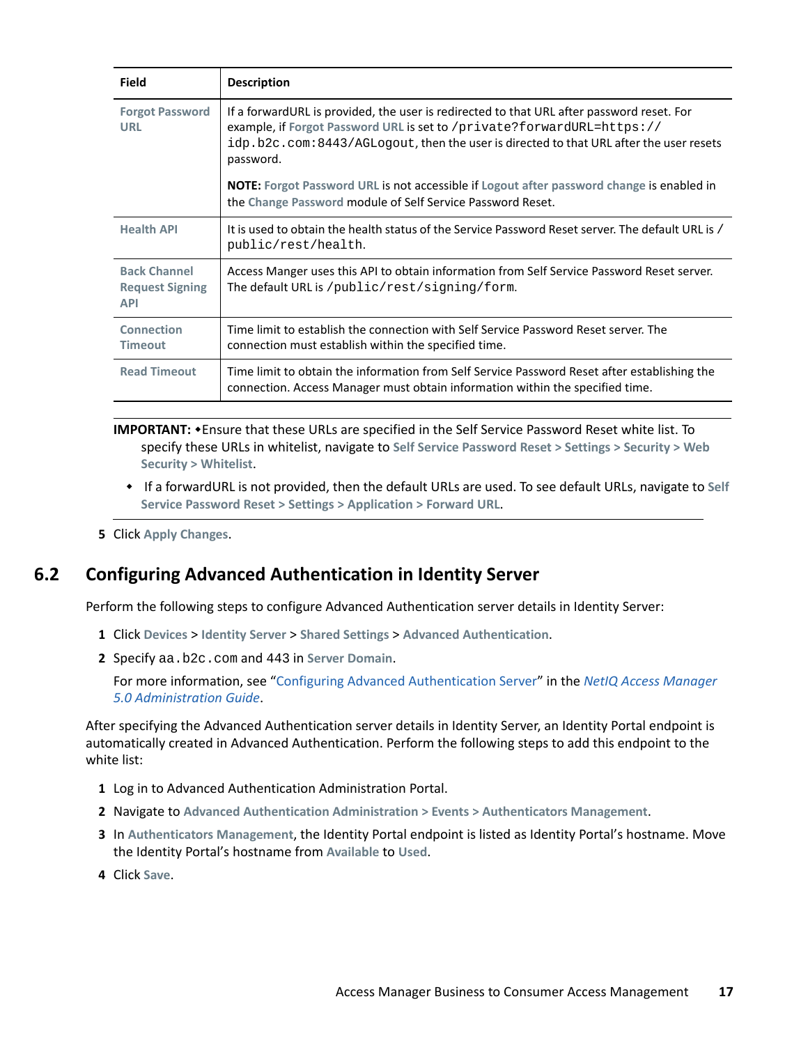| Field | Description |
|---|---|
| **Forgot Password URL** | If a forwardURL is provided, the user is redirected to that URL after password reset. For example, if **Forgot Password URL** is set to `/private?forwardURL=https://idp.b2c.com:8443/AGLogout`, then the user is directed to that URL after the user resets password.<br><br>**NOTE:** **Forgot Password URL** is not accessible if **Logout after password change** is enabled in the **Change Password** module of Self Service Password Reset. |
| **Health API** | It is used to obtain the health status of the Service Password Reset server. The default URL is `/public/rest/health`. |
| **Back Channel Request Signing API** | Access Manger uses this API to obtain information from Self Service Password Reset server. The default URL is `/public/rest/signing/form`. |
| **Connection Timeout** | Time limit to establish the connection with Self Service Password Reset server. The connection must establish within the specified time. |
| **Read Timeout** | Time limit to obtain the information from Self Service Password Reset after establishing the connection. Access Manager must obtain information within the specified time. |

**IMPORTANT:**
- Ensure that these URLs are specified in the Self Service Password Reset white list. To specify these URLs in whitelist, navigate to **Self Service Password Reset > Settings > Security > Web Security > Whitelist**.
- If a forwardURL is not provided, then the default URLs are used. To see default URLs, navigate to **Self Service Password Reset > Settings > Application > Forward URL**.

5 Click **Apply Changes**.

## 6.2 Configuring Advanced Authentication in Identity Server

Perform the following steps to configure Advanced Authentication server details in Identity Server:

1 Click **Devices** > **Identity Server** > **Shared Settings** > **Advanced Authentication**.

2 Specify `aa.b2c.com` and 443 in **Server Domain**.

   For more information, see "Configuring Advanced Authentication Server" in the *NetIQ Access Manager 5.0 Administration Guide*.

After specifying the Advanced Authentication server details in Identity Server, an Identity Portal endpoint is automatically created in Advanced Authentication. Perform the following steps to add this endpoint to the white list:

1 Log in to Advanced Authentication Administration Portal.

2 Navigate to **Advanced Authentication Administration > Events > Authenticators Management**.

3 In **Authenticators Management**, the Identity Portal endpoint is listed as Identity Portal's hostname. Move the Identity Portal's hostname from **Available** to **Used**.

4 Click **Save**.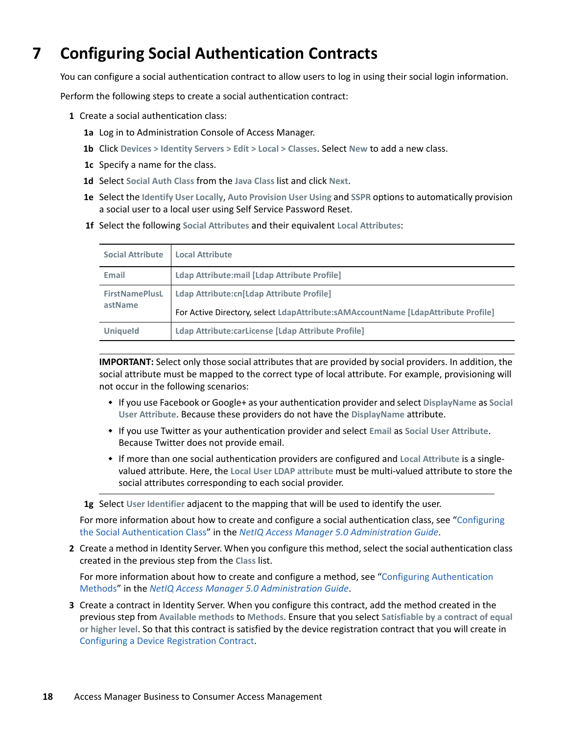# 7 Configuring Social Authentication Contracts

You can configure a social authentication contract to allow users to log in using their social login information.

Perform the following steps to create a social authentication contract:

**1** Create a social authentication class:

**1a** Log in to Administration Console of Access Manager.

**1b** Click **Devices > Identity Servers > Edit > Local > Classes**. Select **New** to add a new class.

**1c** Specify a name for the class.

**1d** Select **Social Auth Class** from the **Java Class** list and click **Next**.

**1e** Select the **Identify User Locally**, **Auto Provision User Using** and **SSPR** options to automatically provision a social user to a local user using Self Service Password Reset.

**1f** Select the following **Social Attributes** and their equivalent **Local Attributes**:

| Social Attribute | Local Attribute |
|---|---|
| **Email** | **Ldap Attribute:mail [Ldap Attribute Profile]** |
| **FirstNamePlusLastName** | **Ldap Attribute:cn[Ldap Attribute Profile]** <br> For Active Directory, select **LdapAttribute:sAMAccountName [LdapAttribute Profile]** |
| **UniqueId** | **Ldap Attribute:carLicense [Ldap Attribute Profile]** |

**IMPORTANT:** Select only those social attributes that are provided by social providers. In addition, the social attribute must be mapped to the correct type of local attribute. For example, provisioning will not occur in the following scenarios:

- If you use Facebook or Google+ as your authentication provider and select **DisplayName** as **Social User Attribute**. Because these providers do not have the **DisplayName** attribute.
- If you use Twitter as your authentication provider and select **Email** as **Social User Attribute**. Because Twitter does not provide email.
- If more than one social authentication providers are configured and **Local Attribute** is a single-valued attribute. Here, the **Local User LDAP attribute** must be multi-valued attribute to store the social attributes corresponding to each social provider.

**1g** Select **User Identifier** adjacent to the mapping that will be used to identify the user.

For more information about how to create and configure a social authentication class, see "Configuring the Social Authentication Class" in the *NetIQ Access Manager 5.0 Administration Guide*.

**2** Create a method in Identity Server. When you configure this method, select the social authentication class created in the previous step from the **Class** list.

For more information about how to create and configure a method, see "Configuring Authentication Methods" in the *NetIQ Access Manager 5.0 Administration Guide*.

**3** Create a contract in Identity Server. When you configure this contract, add the method created in the previous step from **Available methods** to **Methods**. Ensure that you select **Satisfiable by a contract of equal or higher level**. So that this contract is satisfied by the device registration contract that you will create in Configuring a Device Registration Contract.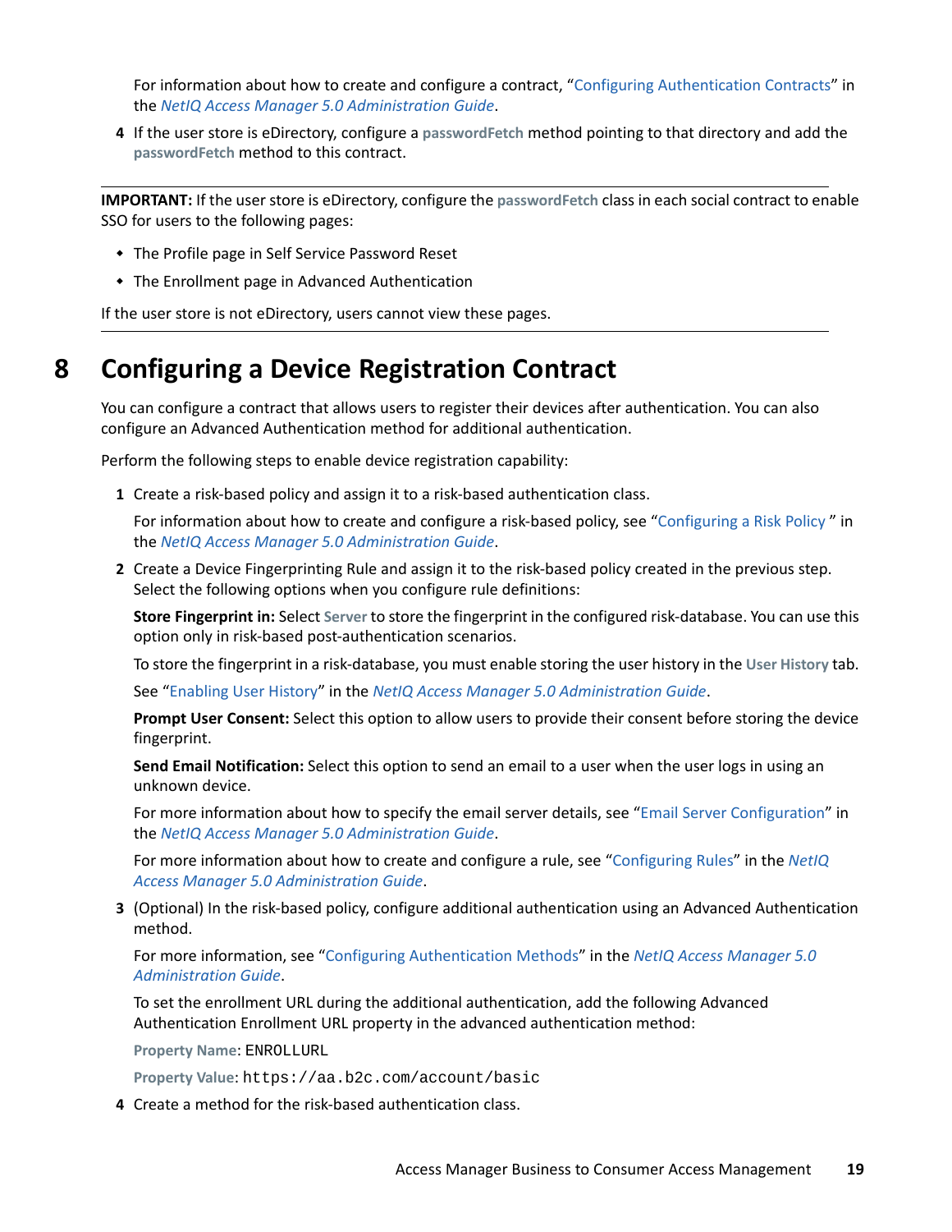For information about how to create and configure a contract, “Configuring Authentication Contracts” in the *NetIQ Access Manager 5.0 Administration Guide*.

4 If the user store is eDirectory, configure a **passwordFetch** method pointing to that directory and add the **passwordFetch** method to this contract.

---

**IMPORTANT:** If the user store is eDirectory, configure the **passwordFetch** class in each social contract to enable SSO for users to the following pages:

- The Profile page in Self Service Password Reset
- The Enrollment page in Advanced Authentication

If the user store is not eDirectory, users cannot view these pages.

---

# 8 Configuring a Device Registration Contract

You can configure a contract that allows users to register their devices after authentication. You can also configure an Advanced Authentication method for additional authentication.

Perform the following steps to enable device registration capability:

1 Create a risk-based policy and assign it to a risk-based authentication class.

   For information about how to create and configure a risk-based policy, see “Configuring a Risk Policy ” in the *NetIQ Access Manager 5.0 Administration Guide*.

2 Create a Device Fingerprinting Rule and assign it to the risk-based policy created in the previous step. Select the following options when you configure rule definitions:

   **Store Fingerprint in:** Select **Server** to store the fingerprint in the configured risk-database. You can use this option only in risk-based post-authentication scenarios.

   To store the fingerprint in a risk-database, you must enable storing the user history in the **User History** tab.

   See “Enabling User History” in the *NetIQ Access Manager 5.0 Administration Guide*.

   **Prompt User Consent:** Select this option to allow users to provide their consent before storing the device fingerprint.

   **Send Email Notification:** Select this option to send an email to a user when the user logs in using an unknown device.

   For more information about how to specify the email server details, see “Email Server Configuration” in the *NetIQ Access Manager 5.0 Administration Guide*.

   For more information about how to create and configure a rule, see “Configuring Rules” in the *NetIQ Access Manager 5.0 Administration Guide*.

3 (Optional) In the risk-based policy, configure additional authentication using an Advanced Authentication method.

   For more information, see “Configuring Authentication Methods” in the *NetIQ Access Manager 5.0 Administration Guide*.

   To set the enrollment URL during the additional authentication, add the following Advanced Authentication Enrollment URL property in the advanced authentication method:

   **Property Name**: `ENROLLURL`

   **Property Value**: `https://aa.b2c.com/account/basic`

4 Create a method for the risk-based authentication class.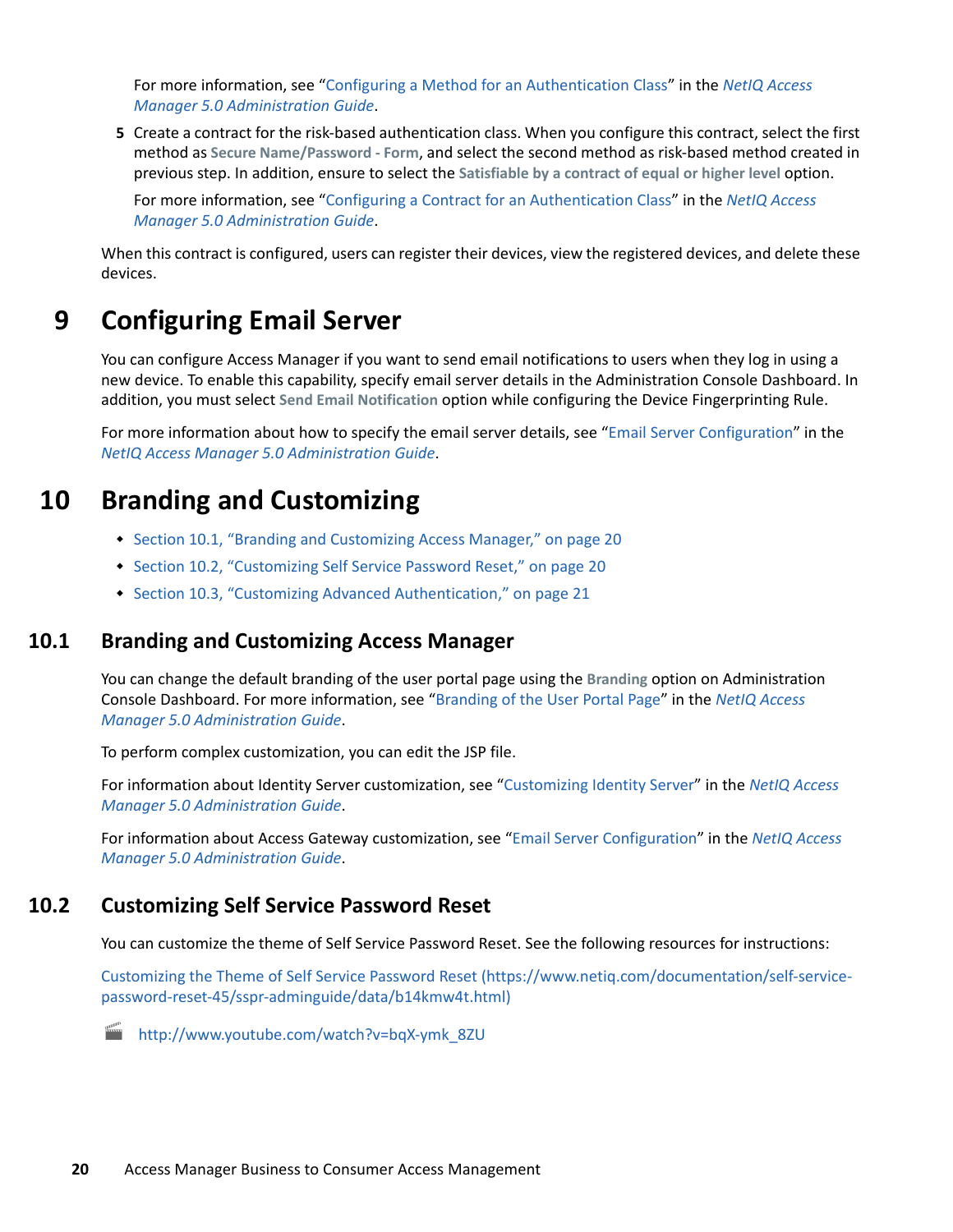For more information, see "Configuring a Method for an Authentication Class" in the *NetIQ Access Manager 5.0 Administration Guide*.

5. Create a contract for the risk-based authentication class. When you configure this contract, select the first method as **Secure Name/Password - Form**, and select the second method as risk-based method created in previous step. In addition, ensure to select the **Satisfiable by a contract of equal or higher level** option.

   For more information, see "Configuring a Contract for an Authentication Class" in the *NetIQ Access Manager 5.0 Administration Guide*.

When this contract is configured, users can register their devices, view the registered devices, and delete these devices.

# 9 Configuring Email Server

You can configure Access Manager if you want to send email notifications to users when they log in using a new device. To enable this capability, specify email server details in the Administration Console Dashboard. In addition, you must select **Send Email Notification** option while configuring the Device Fingerprinting Rule.

For more information about how to specify the email server details, see "Email Server Configuration" in the *NetIQ Access Manager 5.0 Administration Guide*.

# 10 Branding and Customizing

- Section 10.1, "Branding and Customizing Access Manager," on page 20
- Section 10.2, "Customizing Self Service Password Reset," on page 20
- Section 10.3, "Customizing Advanced Authentication," on page 21

## 10.1 Branding and Customizing Access Manager

You can change the default branding of the user portal page using the **Branding** option on Administration Console Dashboard. For more information, see "Branding of the User Portal Page" in the *NetIQ Access Manager 5.0 Administration Guide*.

To perform complex customization, you can edit the JSP file.

For information about Identity Server customization, see "Customizing Identity Server" in the *NetIQ Access Manager 5.0 Administration Guide*.

For information about Access Gateway customization, see "Email Server Configuration" in the *NetIQ Access Manager 5.0 Administration Guide*.

## 10.2 Customizing Self Service Password Reset

You can customize the theme of Self Service Password Reset. See the following resources for instructions:

Customizing the Theme of Self Service Password Reset (https://www.netiq.com/documentation/self-service-password-reset-45/sspr-adminguide/data/b14kmw4t.html)

http://www.youtube.com/watch?v=bqX-ymk_8ZU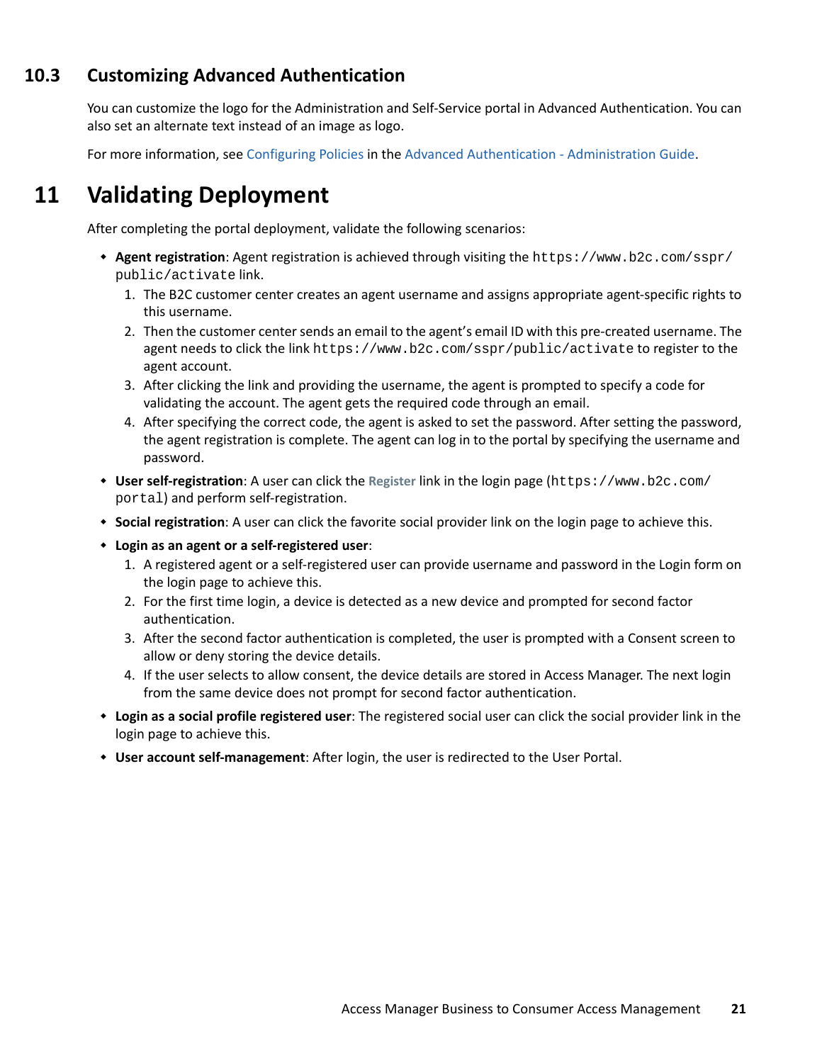## 10.3 Customizing Advanced Authentication

You can customize the logo for the Administration and Self-Service portal in Advanced Authentication. You can also set an alternate text instead of an image as logo.

For more information, see Configuring Policies in the Advanced Authentication - Administration Guide.

# 11 Validating Deployment

After completing the portal deployment, validate the following scenarios:

- **Agent registration**: Agent registration is achieved through visiting the `https://www.b2c.com/sspr/public/activate` link.
  1. The B2C customer center creates an agent username and assigns appropriate agent-specific rights to this username.
  2. Then the customer center sends an email to the agent's email ID with this pre-created username. The agent needs to click the link `https://www.b2c.com/sspr/public/activate` to register to the agent account.
  3. After clicking the link and providing the username, the agent is prompted to specify a code for validating the account. The agent gets the required code through an email.
  4. After specifying the correct code, the agent is asked to set the password. After setting the password, the agent registration is complete. The agent can log in to the portal by specifying the username and password.
- **User self-registration**: A user can click the **Register** link in the login page (`https://www.b2c.com/portal`) and perform self-registration.
- **Social registration**: A user can click the favorite social provider link on the login page to achieve this.
- **Login as an agent or a self-registered user**:
  1. A registered agent or a self-registered user can provide username and password in the Login form on the login page to achieve this.
  2. For the first time login, a device is detected as a new device and prompted for second factor authentication.
  3. After the second factor authentication is completed, the user is prompted with a Consent screen to allow or deny storing the device details.
  4. If the user selects to allow consent, the device details are stored in Access Manager. The next login from the same device does not prompt for second factor authentication.
- **Login as a social profile registered user**: The registered social user can click the social provider link in the login page to achieve this.
- **User account self-management**: After login, the user is redirected to the User Portal.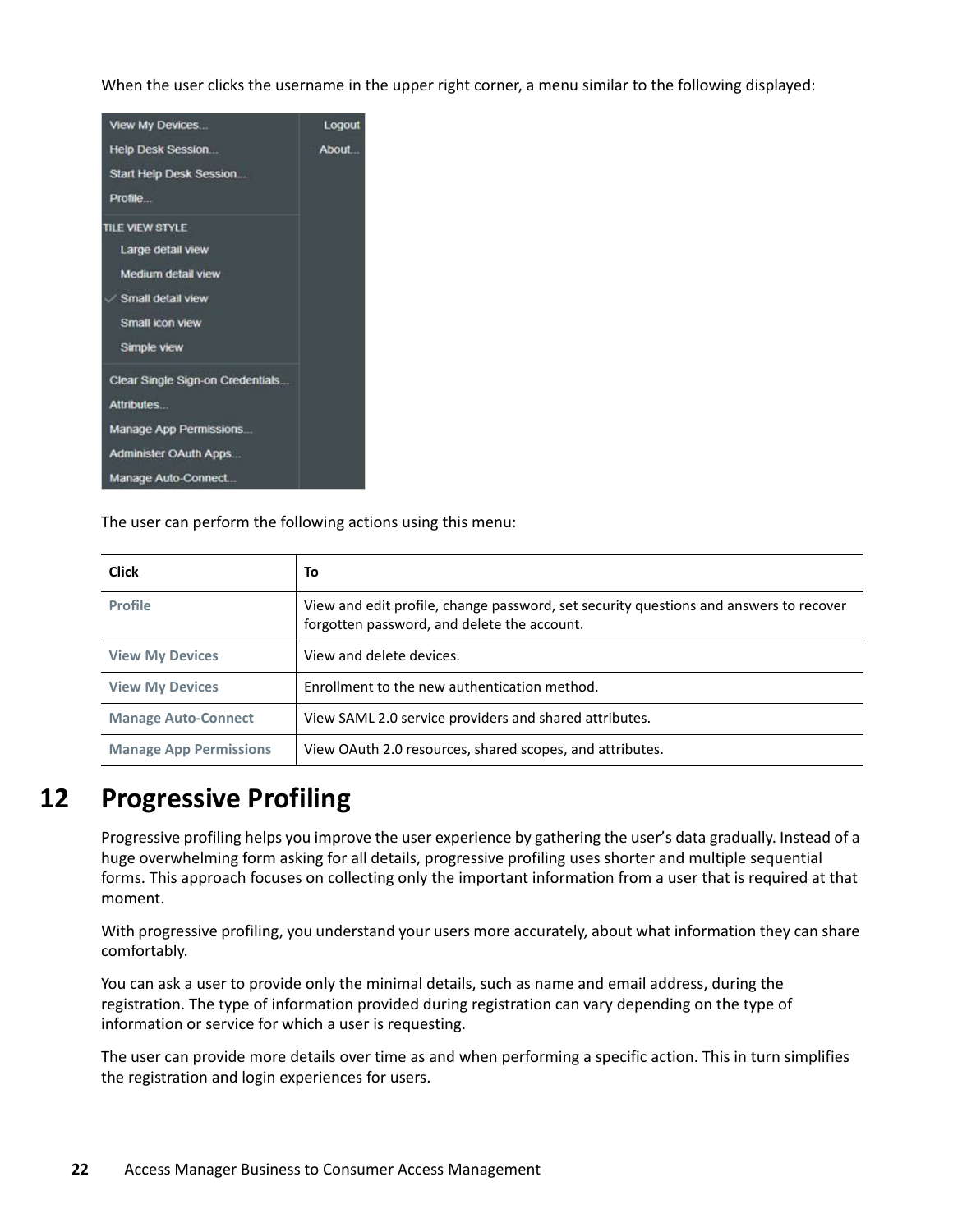When the user clicks the username in the upper right corner, a menu similar to the following displayed:

The user can perform the following actions using this menu:

| Click | To |
|---|---|
| Profile | View and edit profile, change password, set security questions and answers to recover forgotten password, and delete the account. |
| View My Devices | View and delete devices. |
| View My Devices | Enrollment to the new authentication method. |
| Manage Auto-Connect | View SAML 2.0 service providers and shared attributes. |
| Manage App Permissions | View OAuth 2.0 resources, shared scopes, and attributes. |

# 12 Progressive Profiling

Progressive profiling helps you improve the user experience by gathering the user's data gradually. Instead of a huge overwhelming form asking for all details, progressive profiling uses shorter and multiple sequential forms. This approach focuses on collecting only the important information from a user that is required at that moment.

With progressive profiling, you understand your users more accurately, about what information they can share comfortably.

You can ask a user to provide only the minimal details, such as name and email address, during the registration. The type of information provided during registration can vary depending on the type of information or service for which a user is requesting.

The user can provide more details over time as and when performing a specific action. This in turn simplifies the registration and login experiences for users.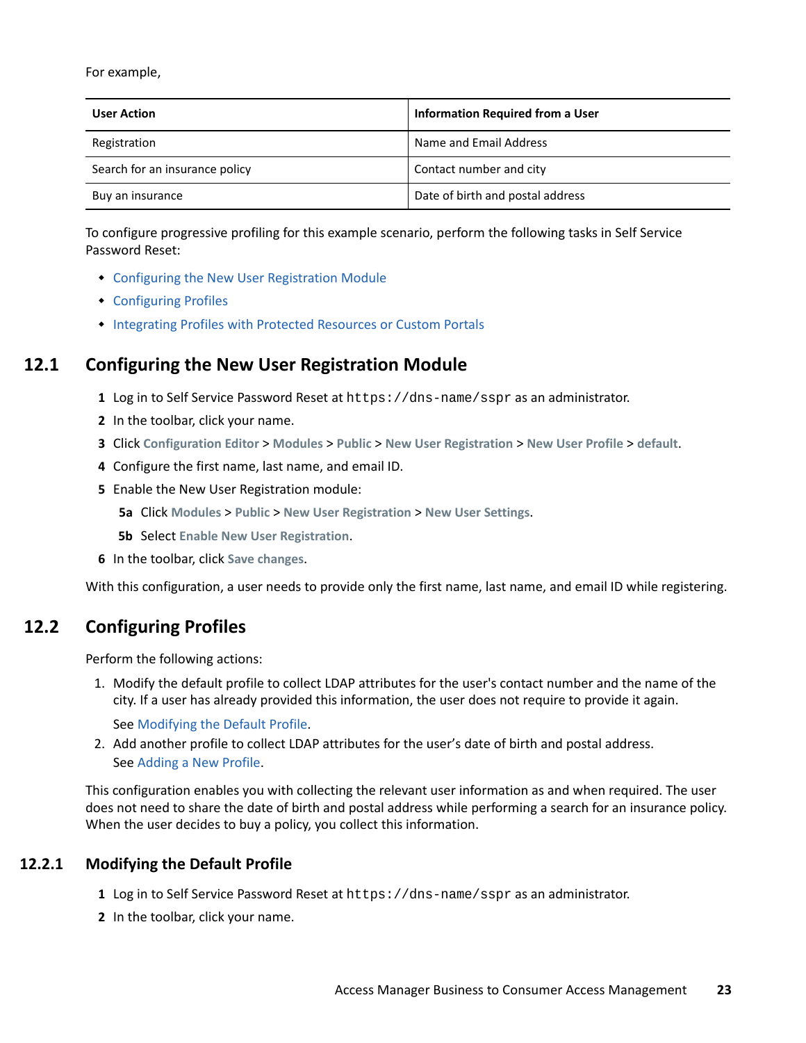For example,

| User Action | Information Required from a User |
| --- | --- |
| Registration | Name and Email Address |
| Search for an insurance policy | Contact number and city |
| Buy an insurance | Date of birth and postal address |

To configure progressive profiling for this example scenario, perform the following tasks in Self Service Password Reset:

- Configuring the New User Registration Module
- Configuring Profiles
- Integrating Profiles with Protected Resources or Custom Portals

## 12.1 Configuring the New User Registration Module

1. Log in to Self Service Password Reset at `https://dns-name/sspr` as an administrator.
2. In the toolbar, click your name.
3. Click **Configuration Editor** > **Modules** > **Public** > **New User Registration** > **New User Profile** > **default**.
4. Configure the first name, last name, and email ID.
5. Enable the New User Registration module:
   - 5a Click **Modules** > **Public** > **New User Registration** > **New User Settings**.
   - 5b Select **Enable New User Registration**.
6. In the toolbar, click **Save changes**.

With this configuration, a user needs to provide only the first name, last name, and email ID while registering.

## 12.2 Configuring Profiles

Perform the following actions:

1. Modify the default profile to collect LDAP attributes for the user's contact number and the name of the city. If a user has already provided this information, the user does not require to provide it again.

   See Modifying the Default Profile.

2. Add another profile to collect LDAP attributes for the user's date of birth and postal address.
   See Adding a New Profile.

This configuration enables you with collecting the relevant user information as and when required. The user does not need to share the date of birth and postal address while performing a search for an insurance policy. When the user decides to buy a policy, you collect this information.

### 12.2.1 Modifying the Default Profile

1. Log in to Self Service Password Reset at `https://dns-name/sspr` as an administrator.
2. In the toolbar, click your name.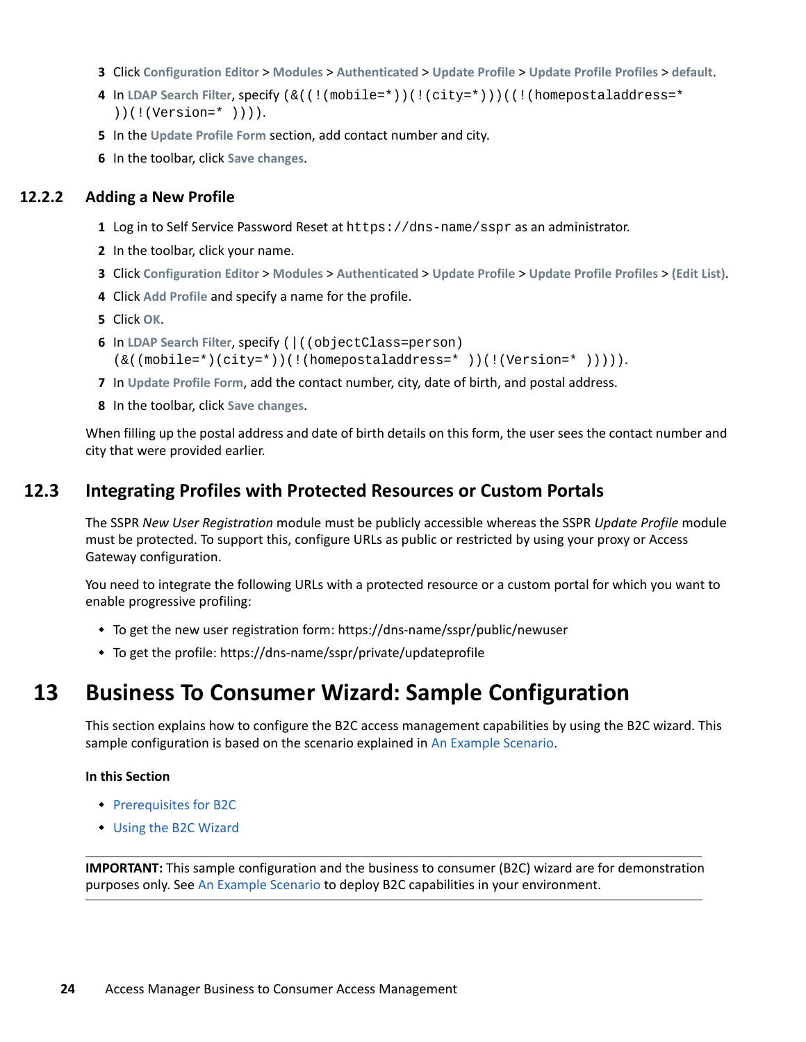3. Click **Configuration Editor** > **Modules** > **Authenticated** > **Update Profile** > **Update Profile Profiles** > **default**.
4. In **LDAP Search Filter**, specify `(&((!(mobile=*))(!(city=*)))((!(homepostaladdress=* ))(!(Version=* ))))`.
5. In the **Update Profile Form** section, add contact number and city.
6. In the toolbar, click **Save changes**.

### 12.2.2 Adding a New Profile

1. Log in to Self Service Password Reset at `https://dns-name/sspr` as an administrator.
2. In the toolbar, click your name.
3. Click **Configuration Editor** > **Modules** > **Authenticated** > **Update Profile** > **Update Profile Profiles** > **(Edit List)**.
4. Click **Add Profile** and specify a name for the profile.
5. Click **OK**.
6. In **LDAP Search Filter**, specify `(|((objectClass=person)(&((mobile=*)(city=*))(!(homepostaladdress=* ))(!(Version=* ))))).`
7. In **Update Profile Form**, add the contact number, city, date of birth, and postal address.
8. In the toolbar, click **Save changes**.

When filling up the postal address and date of birth details on this form, the user sees the contact number and city that were provided earlier.

## 12.3 Integrating Profiles with Protected Resources or Custom Portals

The SSPR *New User Registration* module must be publicly accessible whereas the SSPR *Update Profile* module must be protected. To support this, configure URLs as public or restricted by using your proxy or Access Gateway configuration.

You need to integrate the following URLs with a protected resource or a custom portal for which you want to enable progressive profiling:

- To get the new user registration form: https://dns-name/sspr/public/newuser
- To get the profile: https://dns-name/sspr/private/updateprofile

# 13 Business To Consumer Wizard: Sample Configuration

This section explains how to configure the B2C access management capabilities by using the B2C wizard. This sample configuration is based on the scenario explained in An Example Scenario.

**In this Section**

- Prerequisites for B2C
- Using the B2C Wizard

---

**IMPORTANT:** This sample configuration and the business to consumer (B2C) wizard are for demonstration purposes only. See An Example Scenario to deploy B2C capabilities in your environment.

---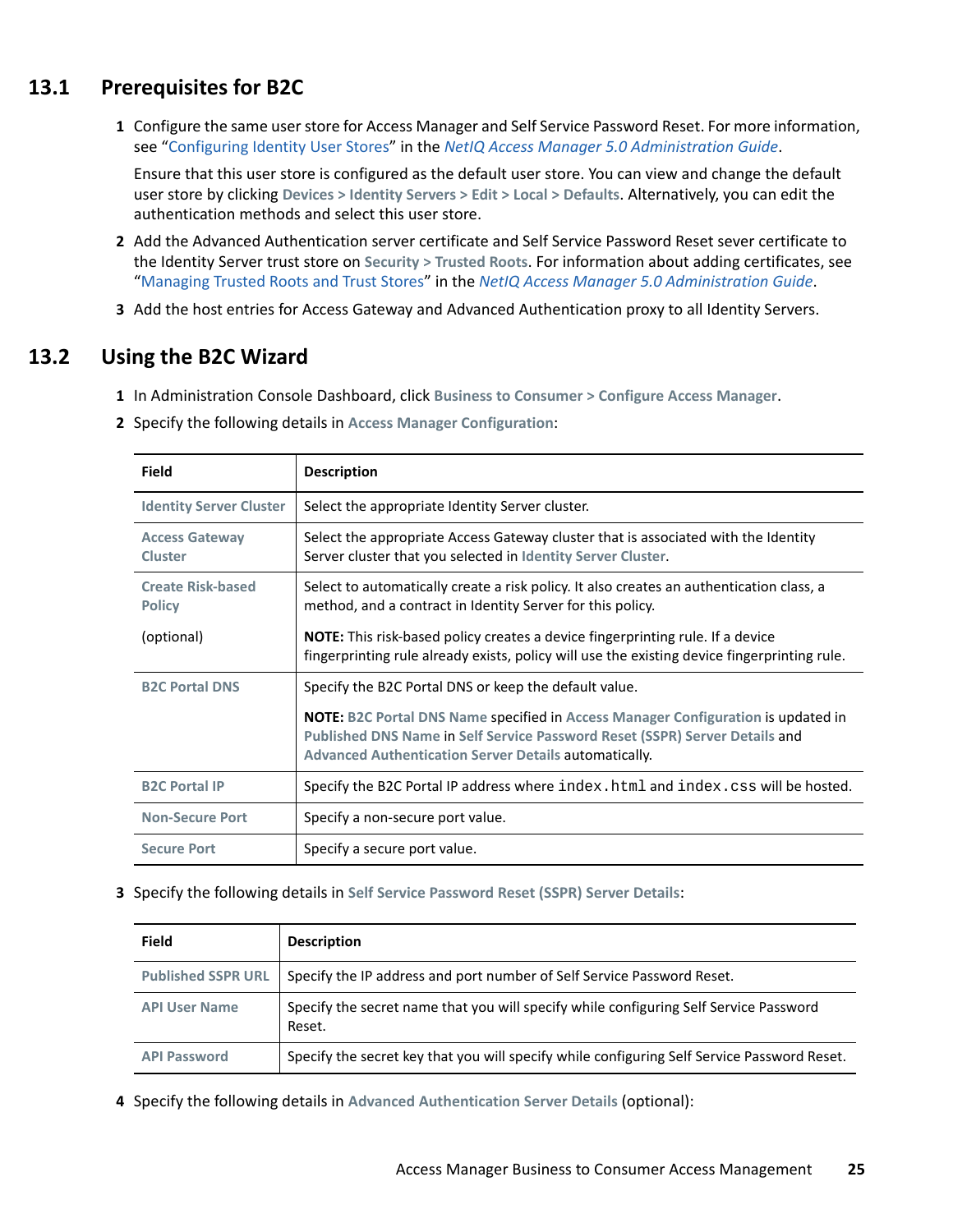## 13.1 Prerequisites for B2C

1. Configure the same user store for Access Manager and Self Service Password Reset. For more information, see "Configuring Identity User Stores" in the *NetIQ Access Manager 5.0 Administration Guide*.

   Ensure that this user store is configured as the default user store. You can view and change the default user store by clicking **Devices > Identity Servers > Edit > Local > Defaults**. Alternatively, you can edit the authentication methods and select this user store.

2. Add the Advanced Authentication server certificate and Self Service Password Reset sever certificate to the Identity Server trust store on **Security > Trusted Roots**. For information about adding certificates, see "Managing Trusted Roots and Trust Stores" in the *NetIQ Access Manager 5.0 Administration Guide*.

3. Add the host entries for Access Gateway and Advanced Authentication proxy to all Identity Servers.

## 13.2 Using the B2C Wizard

1. In Administration Console Dashboard, click **Business to Consumer > Configure Access Manager**.

2. Specify the following details in **Access Manager Configuration**:

| Field | Description |
|---|---|
| **Identity Server Cluster** | Select the appropriate Identity Server cluster. |
| **Access Gateway Cluster** | Select the appropriate Access Gateway cluster that is associated with the Identity Server cluster that you selected in **Identity Server Cluster**. |
| **Create Risk-based Policy** (optional) | Select to automatically create a risk policy. It also creates an authentication class, a method, and a contract in Identity Server for this policy. **NOTE:** This risk-based policy creates a device fingerprinting rule. If a device fingerprinting rule already exists, policy will use the existing device fingerprinting rule. |
| **B2C Portal DNS** | Specify the B2C Portal DNS or keep the default value. **NOTE:** **B2C Portal DNS Name** specified in **Access Manager Configuration** is updated in **Published DNS Name** in **Self Service Password Reset (SSPR) Server Details** and **Advanced Authentication Server Details** automatically. |
| **B2C Portal IP** | Specify the B2C Portal IP address where `index.html` and `index.css` will be hosted. |
| **Non-Secure Port** | Specify a non-secure port value. |
| **Secure Port** | Specify a secure port value. |

3. Specify the following details in **Self Service Password Reset (SSPR) Server Details**:

| Field | Description |
|---|---|
| **Published SSPR URL** | Specify the IP address and port number of Self Service Password Reset. |
| **API User Name** | Specify the secret name that you will specify while configuring Self Service Password Reset. |
| **API Password** | Specify the secret key that you will specify while configuring Self Service Password Reset. |

4. Specify the following details in **Advanced Authentication Server Details** (optional):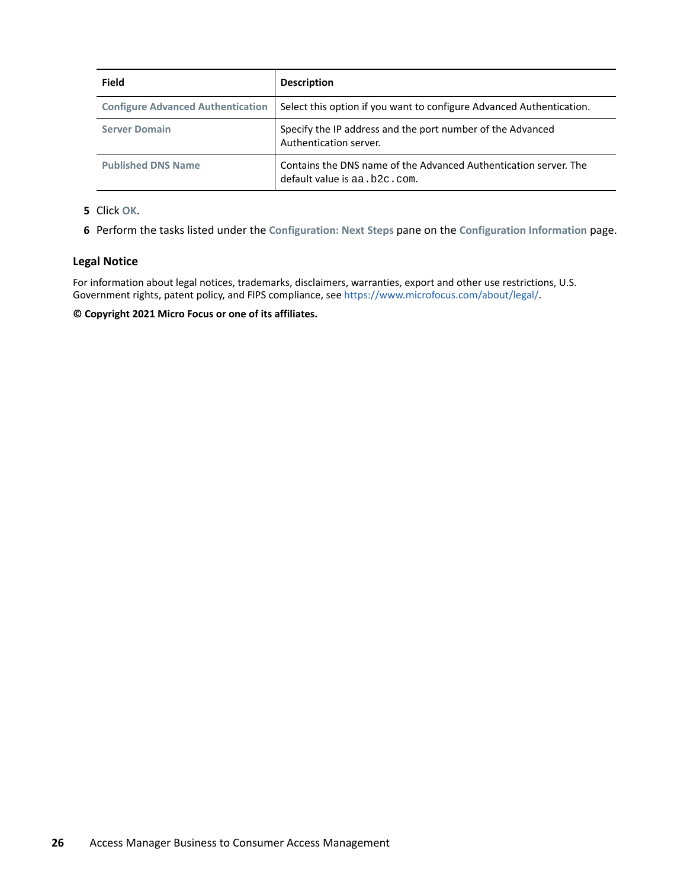| Field | Description |
| --- | --- |
| **Configure Advanced Authentication** | Select this option if you want to configure Advanced Authentication. |
| **Server Domain** | Specify the IP address and the port number of the Advanced Authentication server. |
| **Published DNS Name** | Contains the DNS name of the Advanced Authentication server. The default value is `aa.b2c.com`. |

5. Click **OK**.
6. Perform the tasks listed under the **Configuration: Next Steps** pane on the **Configuration Information** page.

### Legal Notice

For information about legal notices, trademarks, disclaimers, warranties, export and other use restrictions, U.S. Government rights, patent policy, and FIPS compliance, see https://www.microfocus.com/about/legal/.

**© Copyright 2021 Micro Focus or one of its affiliates.**